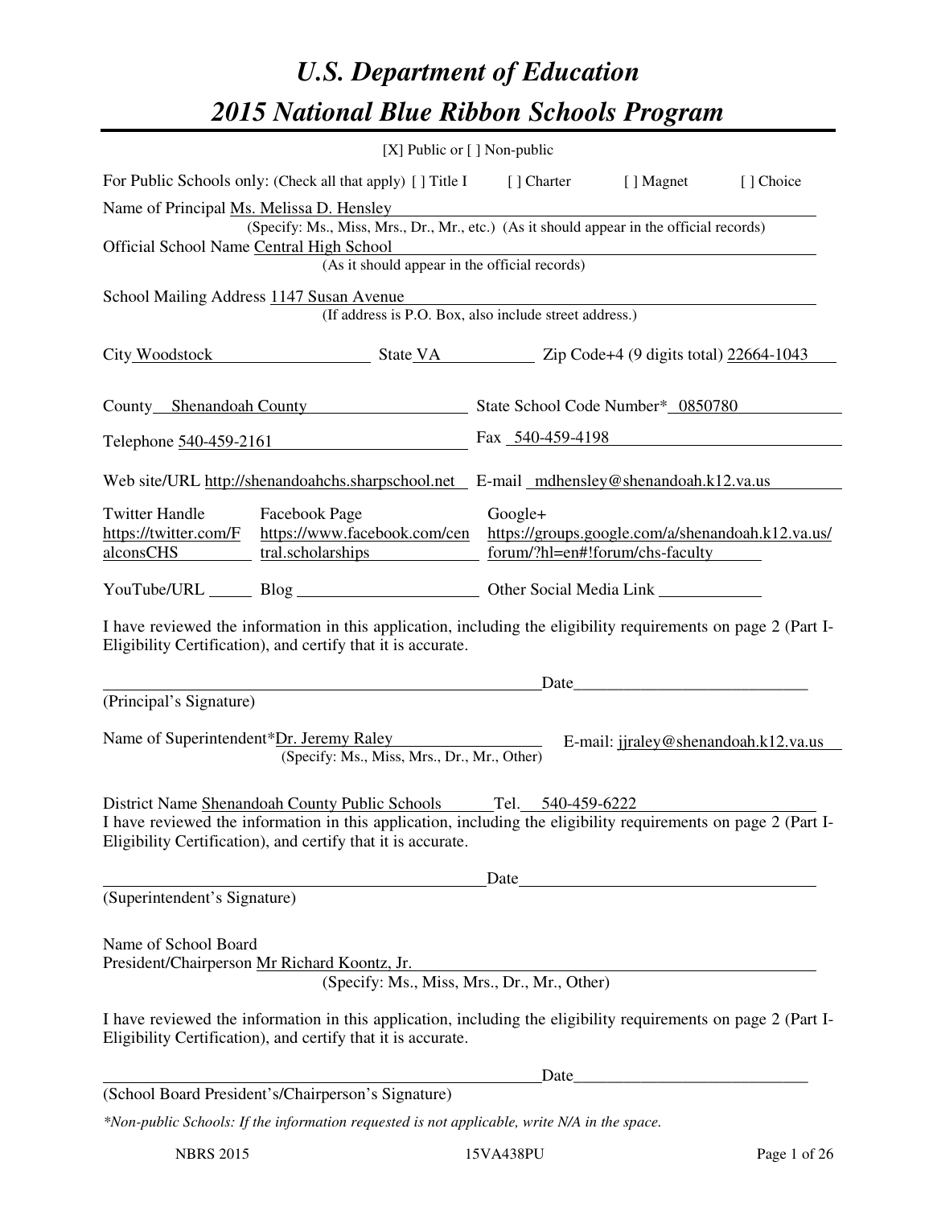# *U.S. Department of Education*

# *2015 National Blue Ribbon Schools Program*

[X] Public or [ ] Non-public

For Public Schools only: (Check all that apply) [ ] Title I [ ] Charter [ ] Magnet [ ] Choice

Name of Principal Ms. Melissa D. Hensley
(Specify: Ms., Miss, Mrs., Dr., Mr., etc.) (As it should appear in the official records)

Official School Name Central High School
(As it should appear in the official records)

School Mailing Address 1147 Susan Avenue
(If address is P.O. Box, also include street address.)

City Woodstock State VA Zip Code+4 (9 digits total) 22664-1043

County Shenandoah County State School Code Number* 0850780

Telephone 540-459-2161 Fax 540-459-4198

Web site/URL http://shenandoahchs.sharpschool.net E-mail mdhensley@shenandoah.k12.va.us

Twitter Handle https://twitter.com/FalconsCHS Facebook Page https://www.facebook.com/central.scholarships Google+ https://groups.google.com/a/shenandoah.k12.va.us/forum/?hl=en#!forum/chs-faculty

YouTube/URL ______ Blog ______ Other Social Media Link ______

I have reviewed the information in this application, including the eligibility requirements on page 2 (Part I-Eligibility Certification), and certify that it is accurate.

_________________________________ Date_________________
(Principal's Signature)

Name of Superintendent*Dr. Jeremy Raley E-mail: jjraley@shenandoah.k12.va.us
(Specify: Ms., Miss, Mrs., Dr., Mr., Other)

District Name Shenandoah County Public Schools Tel. 540-459-6222

I have reviewed the information in this application, including the eligibility requirements on page 2 (Part I-Eligibility Certification), and certify that it is accurate.

_________________________________ Date_________________
(Superintendent's Signature)

Name of School Board
President/Chairperson Mr Richard Koontz, Jr.
(Specify: Ms., Miss, Mrs., Dr., Mr., Other)

I have reviewed the information in this application, including the eligibility requirements on page 2 (Part I-Eligibility Certification), and certify that it is accurate.

_________________________________ Date_________________
(School Board President's/Chairperson's Signature)

*\*Non-public Schools: If the information requested is not applicable, write N/A in the space.*

NBRS 2015 15VA438PU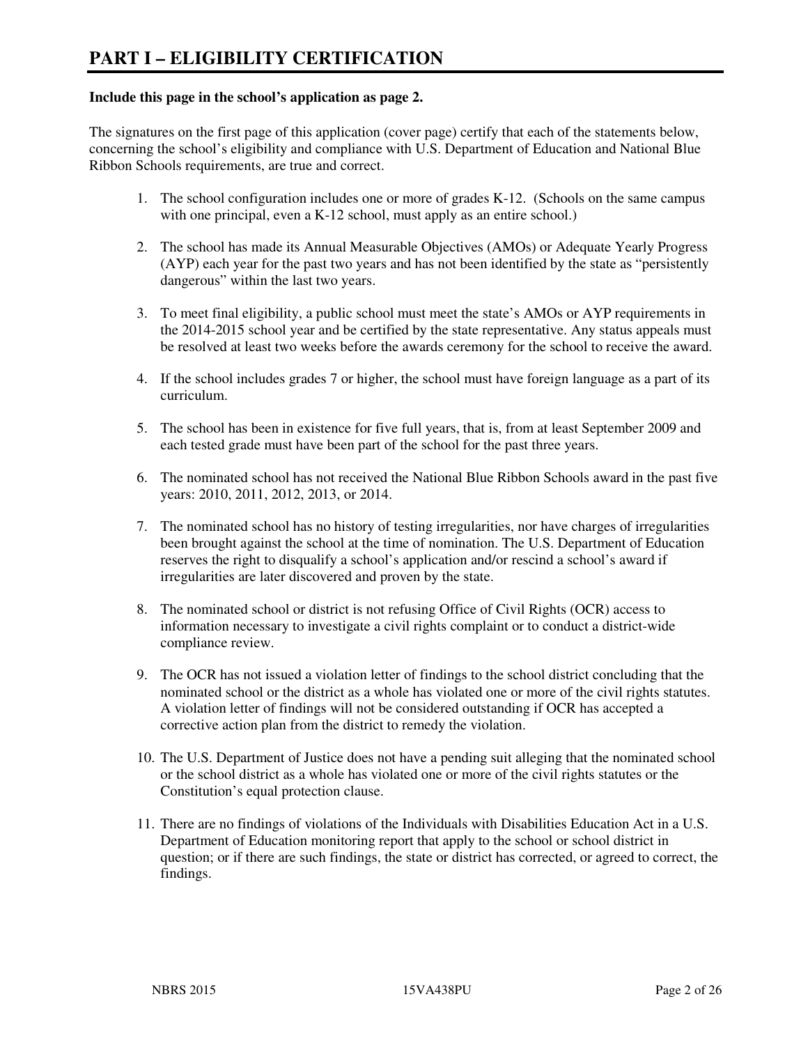# PART I – ELIGIBILITY CERTIFICATION

**Include this page in the school's application as page 2.**

The signatures on the first page of this application (cover page) certify that each of the statements below, concerning the school's eligibility and compliance with U.S. Department of Education and National Blue Ribbon Schools requirements, are true and correct.

1. The school configuration includes one or more of grades K-12. (Schools on the same campus with one principal, even a K-12 school, must apply as an entire school.)

2. The school has made its Annual Measurable Objectives (AMOs) or Adequate Yearly Progress (AYP) each year for the past two years and has not been identified by the state as "persistently dangerous" within the last two years.

3. To meet final eligibility, a public school must meet the state's AMOs or AYP requirements in the 2014-2015 school year and be certified by the state representative. Any status appeals must be resolved at least two weeks before the awards ceremony for the school to receive the award.

4. If the school includes grades 7 or higher, the school must have foreign language as a part of its curriculum.

5. The school has been in existence for five full years, that is, from at least September 2009 and each tested grade must have been part of the school for the past three years.

6. The nominated school has not received the National Blue Ribbon Schools award in the past five years: 2010, 2011, 2012, 2013, or 2014.

7. The nominated school has no history of testing irregularities, nor have charges of irregularities been brought against the school at the time of nomination. The U.S. Department of Education reserves the right to disqualify a school's application and/or rescind a school's award if irregularities are later discovered and proven by the state.

8. The nominated school or district is not refusing Office of Civil Rights (OCR) access to information necessary to investigate a civil rights complaint or to conduct a district-wide compliance review.

9. The OCR has not issued a violation letter of findings to the school district concluding that the nominated school or the district as a whole has violated one or more of the civil rights statutes. A violation letter of findings will not be considered outstanding if OCR has accepted a corrective action plan from the district to remedy the violation.

10. The U.S. Department of Justice does not have a pending suit alleging that the nominated school or the school district as a whole has violated one or more of the civil rights statutes or the Constitution's equal protection clause.

11. There are no findings of violations of the Individuals with Disabilities Education Act in a U.S. Department of Education monitoring report that apply to the school or school district in question; or if there are such findings, the state or district has corrected, or agreed to correct, the findings.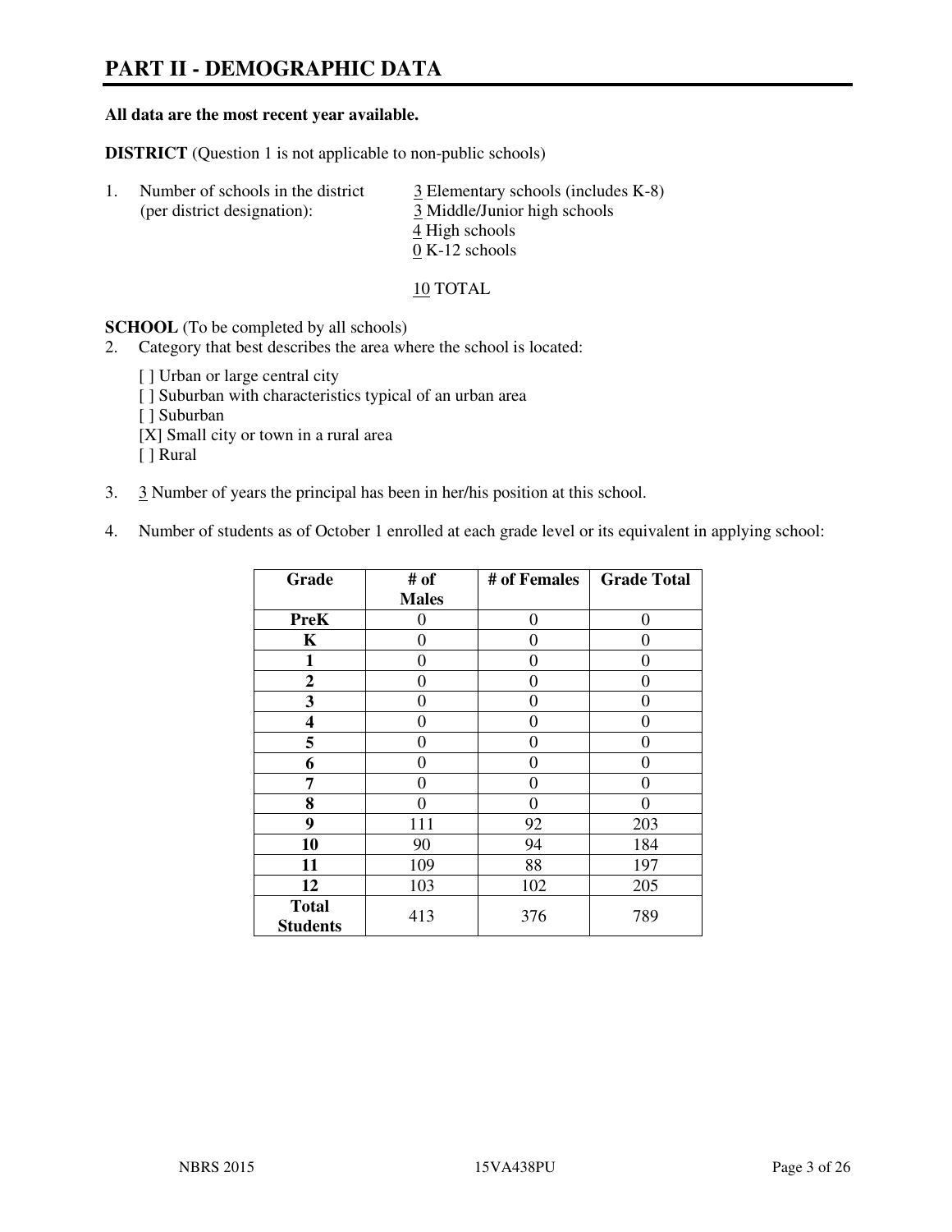# PART II - DEMOGRAPHIC DATA

**All data are the most recent year available.**

**DISTRICT** (Question 1 is not applicable to non-public schools)

1. Number of schools in the district (per district designation):
   - 3 Elementary schools (includes K-8)
   - 3 Middle/Junior high schools
   - 4 High schools
   - 0 K-12 schools

   10 TOTAL

**SCHOOL** (To be completed by all schools)

2. Category that best describes the area where the school is located:

   [ ] Urban or large central city
   [ ] Suburban with characteristics typical of an urban area
   [ ] Suburban
   [X] Small city or town in a rural area
   [ ] Rural

3. 3 Number of years the principal has been in her/his position at this school.

4. Number of students as of October 1 enrolled at each grade level or its equivalent in applying school:

| Grade | # of Males | # of Females | Grade Total |
|---|---|---|---|
| **PreK** | 0 | 0 | 0 |
| **K** | 0 | 0 | 0 |
| **1** | 0 | 0 | 0 |
| **2** | 0 | 0 | 0 |
| **3** | 0 | 0 | 0 |
| **4** | 0 | 0 | 0 |
| **5** | 0 | 0 | 0 |
| **6** | 0 | 0 | 0 |
| **7** | 0 | 0 | 0 |
| **8** | 0 | 0 | 0 |
| **9** | 111 | 92 | 203 |
| **10** | 90 | 94 | 184 |
| **11** | 109 | 88 | 197 |
| **12** | 103 | 102 | 205 |
| **Total Students** | 413 | 376 | 789 |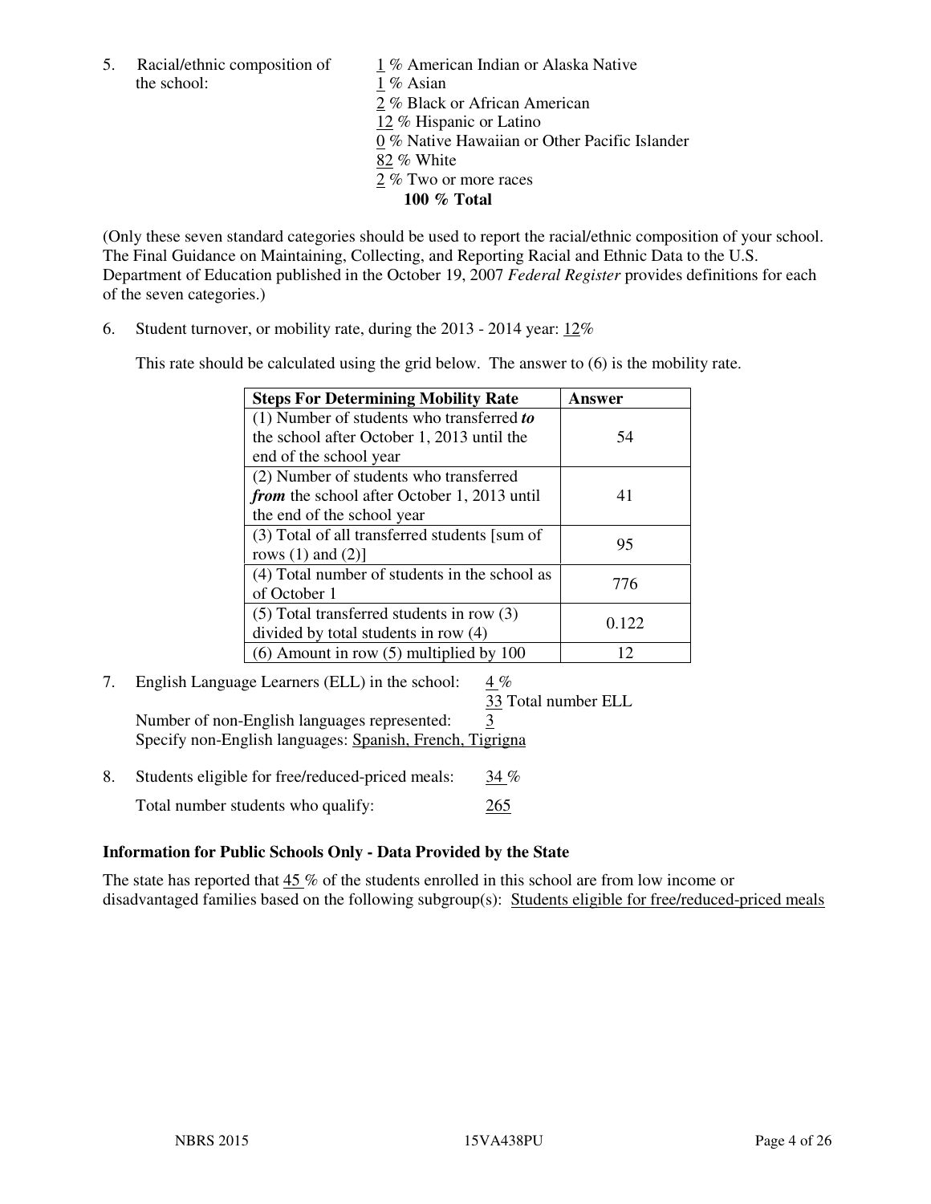5. Racial/ethnic composition of the school:

   1 % American Indian or Alaska Native
   1 % Asian
   2 % Black or African American
   12 % Hispanic or Latino
   0 % Native Hawaiian or Other Pacific Islander
   82 % White
   2 % Two or more races
   **100 % Total**

(Only these seven standard categories should be used to report the racial/ethnic composition of your school. The Final Guidance on Maintaining, Collecting, and Reporting Racial and Ethnic Data to the U.S. Department of Education published in the October 19, 2007 *Federal Register* provides definitions for each of the seven categories.)

6. Student turnover, or mobility rate, during the 2013 - 2014 year: 12%

   This rate should be calculated using the grid below. The answer to (6) is the mobility rate.

| **Steps For Determining Mobility Rate** | **Answer** |
|---|---|
| (1) Number of students who transferred ***to*** the school after October 1, 2013 until the end of the school year | 54 |
| (2) Number of students who transferred ***from*** the school after October 1, 2013 until the end of the school year | 41 |
| (3) Total of all transferred students [sum of rows (1) and (2)] | 95 |
| (4) Total number of students in the school as of October 1 | 776 |
| (5) Total transferred students in row (3) divided by total students in row (4) | 0.122 |
| (6) Amount in row (5) multiplied by 100 | 12 |

7. English Language Learners (ELL) in the school: 4 %
   33 Total number ELL
   Number of non-English languages represented: 3
   Specify non-English languages: Spanish, French, Tigrigna

8. Students eligible for free/reduced-priced meals: 34 %
   Total number students who qualify: 265

**Information for Public Schools Only - Data Provided by the State**

The state has reported that 45 % of the students enrolled in this school are from low income or disadvantaged families based on the following subgroup(s): Students eligible for free/reduced-priced meals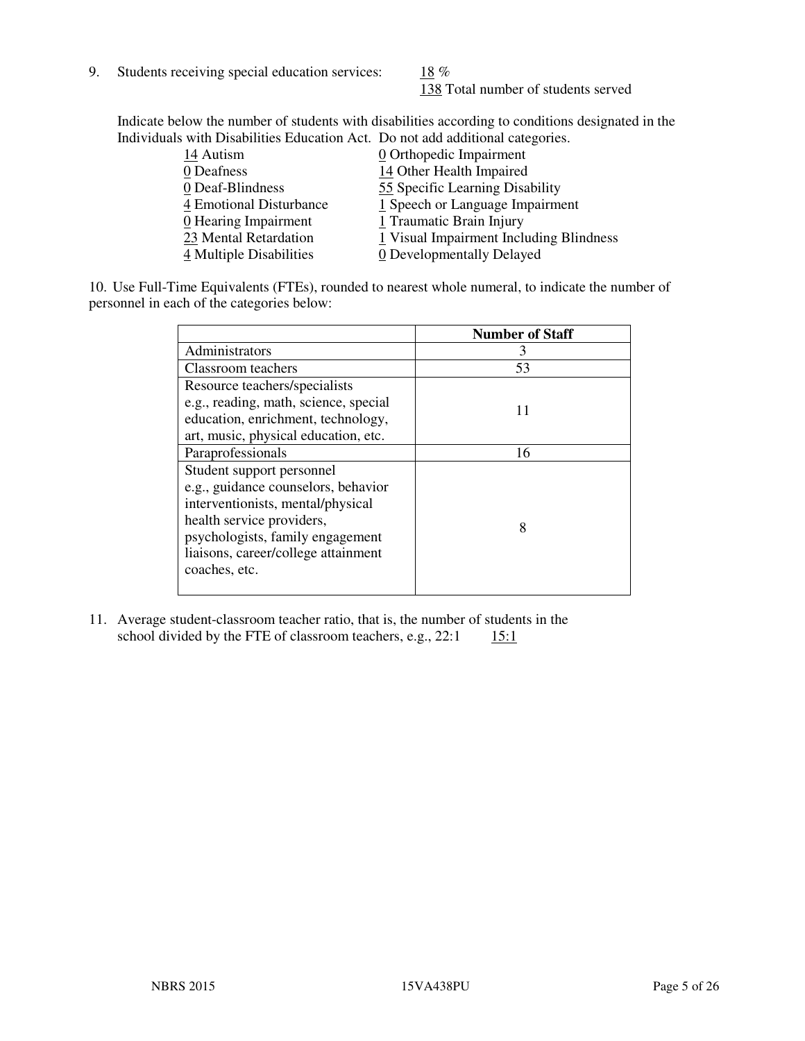9. Students receiving special education services: 18 %
   138 Total number of students served

   Indicate below the number of students with disabilities according to conditions designated in the Individuals with Disabilities Education Act. Do not add additional categories.

   14 Autism
   0 Deafness
   0 Deaf-Blindness
   4 Emotional Disturbance
   0 Hearing Impairment
   23 Mental Retardation
   4 Multiple Disabilities
   0 Orthopedic Impairment
   14 Other Health Impaired
   55 Specific Learning Disability
   1 Speech or Language Impairment
   1 Traumatic Brain Injury
   1 Visual Impairment Including Blindness
   0 Developmentally Delayed

10. Use Full-Time Equivalents (FTEs), rounded to nearest whole numeral, to indicate the number of personnel in each of the categories below:

| | Number of Staff |
|---|---|
| Administrators | 3 |
| Classroom teachers | 53 |
| Resource teachers/specialists e.g., reading, math, science, special education, enrichment, technology, art, music, physical education, etc. | 11 |
| Paraprofessionals | 16 |
| Student support personnel e.g., guidance counselors, behavior interventionists, mental/physical health service providers, psychologists, family engagement liaisons, career/college attainment coaches, etc. | 8 |

11. Average student-classroom teacher ratio, that is, the number of students in the school divided by the FTE of classroom teachers, e.g., 22:1 15:1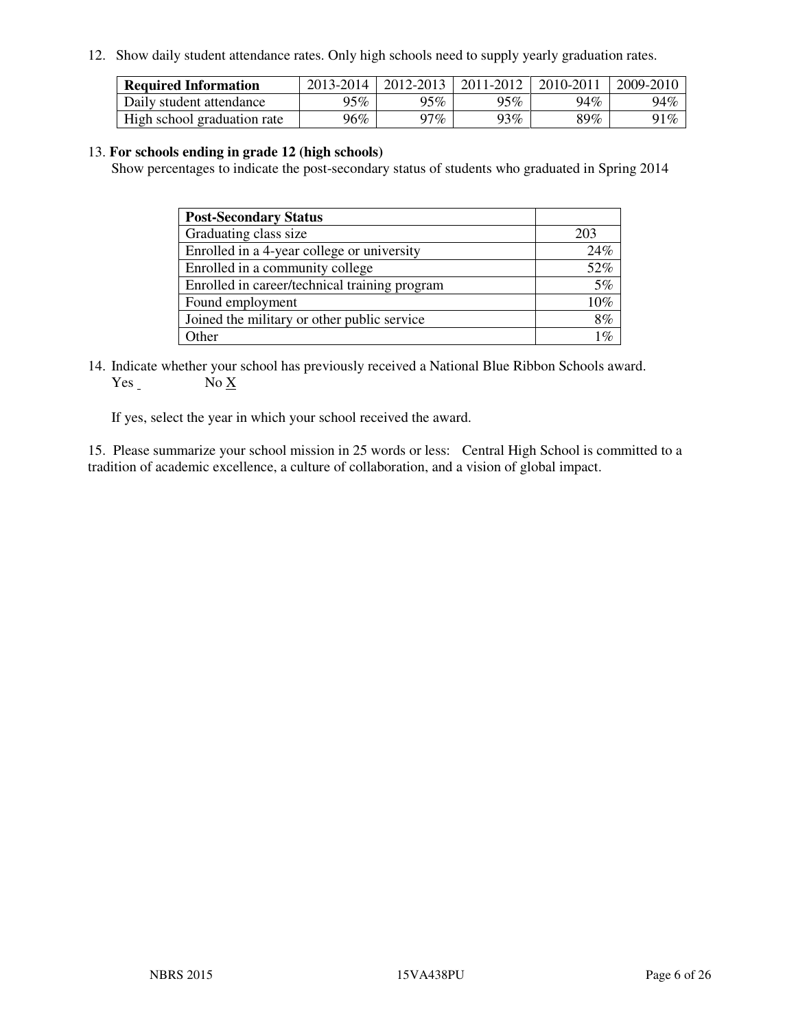12. Show daily student attendance rates. Only high schools need to supply yearly graduation rates.

| **Required Information** | 2013-2014 | 2012-2013 | 2011-2012 | 2010-2011 | 2009-2010 |
|---|---|---|---|---|---|
| Daily student attendance | 95% | 95% | 95% | 94% | 94% |
| High school graduation rate | 96% | 97% | 93% | 89% | 91% |

13. **For schools ending in grade 12 (high schools)**
Show percentages to indicate the post-secondary status of students who graduated in Spring 2014

| **Post-Secondary Status** | |
|---|---|
| Graduating class size | 203 |
| Enrolled in a 4-year college or university | 24% |
| Enrolled in a community college | 52% |
| Enrolled in career/technical training program | 5% |
| Found employment | 10% |
| Joined the military or other public service | 8% |
| Other | 1% |

14. Indicate whether your school has previously received a National Blue Ribbon Schools award.
Yes ___ No X

If yes, select the year in which your school received the award.

15. Please summarize your school mission in 25 words or less: Central High School is committed to a tradition of academic excellence, a culture of collaboration, and a vision of global impact.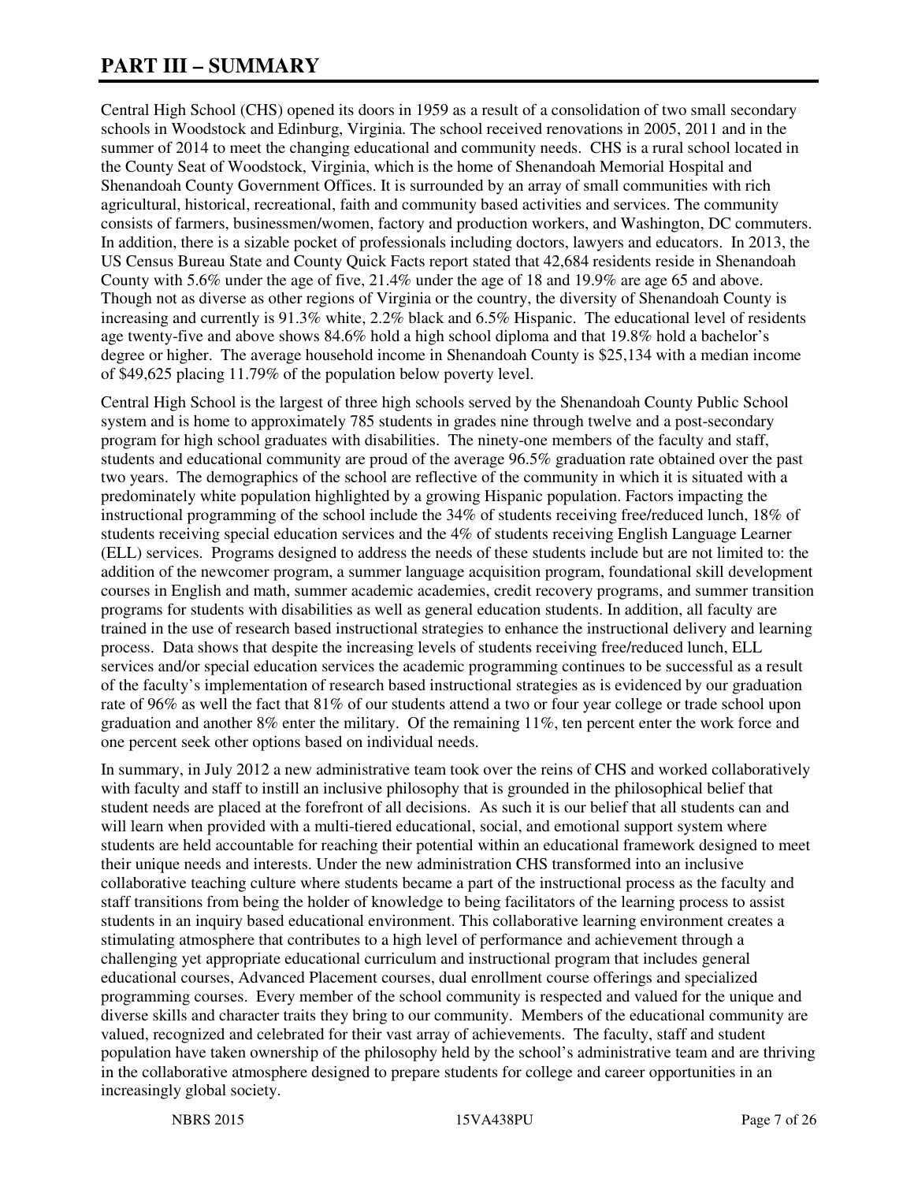# PART III – SUMMARY

Central High School (CHS) opened its doors in 1959 as a result of a consolidation of two small secondary schools in Woodstock and Edinburg, Virginia. The school received renovations in 2005, 2011 and in the summer of 2014 to meet the changing educational and community needs. CHS is a rural school located in the County Seat of Woodstock, Virginia, which is the home of Shenandoah Memorial Hospital and Shenandoah County Government Offices. It is surrounded by an array of small communities with rich agricultural, historical, recreational, faith and community based activities and services. The community consists of farmers, businessmen/women, factory and production workers, and Washington, DC commuters. In addition, there is a sizable pocket of professionals including doctors, lawyers and educators. In 2013, the US Census Bureau State and County Quick Facts report stated that 42,684 residents reside in Shenandoah County with 5.6% under the age of five, 21.4% under the age of 18 and 19.9% are age 65 and above. Though not as diverse as other regions of Virginia or the country, the diversity of Shenandoah County is increasing and currently is 91.3% white, 2.2% black and 6.5% Hispanic. The educational level of residents age twenty-five and above shows 84.6% hold a high school diploma and that 19.8% hold a bachelor's degree or higher. The average household income in Shenandoah County is $25,134 with a median income of $49,625 placing 11.79% of the population below poverty level.

Central High School is the largest of three high schools served by the Shenandoah County Public School system and is home to approximately 785 students in grades nine through twelve and a post-secondary program for high school graduates with disabilities. The ninety-one members of the faculty and staff, students and educational community are proud of the average 96.5% graduation rate obtained over the past two years. The demographics of the school are reflective of the community in which it is situated with a predominately white population highlighted by a growing Hispanic population. Factors impacting the instructional programming of the school include the 34% of students receiving free/reduced lunch, 18% of students receiving special education services and the 4% of students receiving English Language Learner (ELL) services. Programs designed to address the needs of these students include but are not limited to: the addition of the newcomer program, a summer language acquisition program, foundational skill development courses in English and math, summer academic academies, credit recovery programs, and summer transition programs for students with disabilities as well as general education students. In addition, all faculty are trained in the use of research based instructional strategies to enhance the instructional delivery and learning process. Data shows that despite the increasing levels of students receiving free/reduced lunch, ELL services and/or special education services the academic programming continues to be successful as a result of the faculty's implementation of research based instructional strategies as is evidenced by our graduation rate of 96% as well the fact that 81% of our students attend a two or four year college or trade school upon graduation and another 8% enter the military. Of the remaining 11%, ten percent enter the work force and one percent seek other options based on individual needs.

In summary, in July 2012 a new administrative team took over the reins of CHS and worked collaboratively with faculty and staff to instill an inclusive philosophy that is grounded in the philosophical belief that student needs are placed at the forefront of all decisions. As such it is our belief that all students can and will learn when provided with a multi-tiered educational, social, and emotional support system where students are held accountable for reaching their potential within an educational framework designed to meet their unique needs and interests. Under the new administration CHS transformed into an inclusive collaborative teaching culture where students became a part of the instructional process as the faculty and staff transitions from being the holder of knowledge to being facilitators of the learning process to assist students in an inquiry based educational environment. This collaborative learning environment creates a stimulating atmosphere that contributes to a high level of performance and achievement through a challenging yet appropriate educational curriculum and instructional program that includes general educational courses, Advanced Placement courses, dual enrollment course offerings and specialized programming courses. Every member of the school community is respected and valued for the unique and diverse skills and character traits they bring to our community. Members of the educational community are valued, recognized and celebrated for their vast array of achievements. The faculty, staff and student population have taken ownership of the philosophy held by the school's administrative team and are thriving in the collaborative atmosphere designed to prepare students for college and career opportunities in an increasingly global society.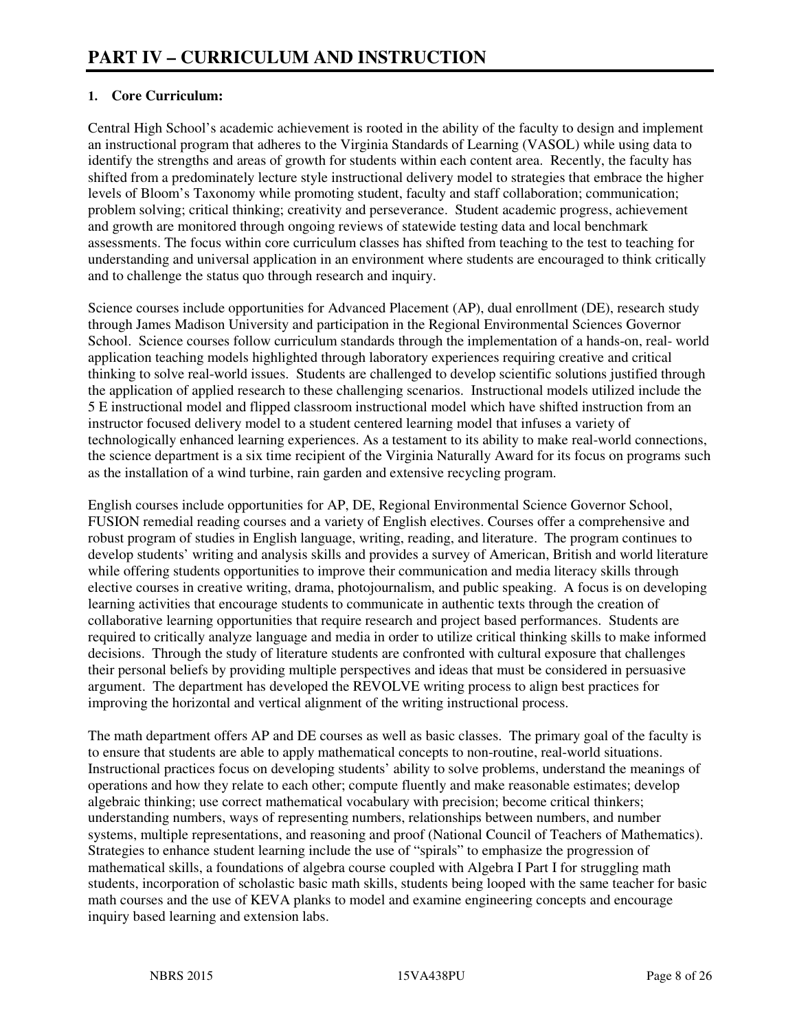# PART IV – CURRICULUM AND INSTRUCTION

**1. Core Curriculum:**

Central High School's academic achievement is rooted in the ability of the faculty to design and implement an instructional program that adheres to the Virginia Standards of Learning (VASOL) while using data to identify the strengths and areas of growth for students within each content area. Recently, the faculty has shifted from a predominately lecture style instructional delivery model to strategies that embrace the higher levels of Bloom's Taxonomy while promoting student, faculty and staff collaboration; communication; problem solving; critical thinking; creativity and perseverance. Student academic progress, achievement and growth are monitored through ongoing reviews of statewide testing data and local benchmark assessments. The focus within core curriculum classes has shifted from teaching to the test to teaching for understanding and universal application in an environment where students are encouraged to think critically and to challenge the status quo through research and inquiry.

Science courses include opportunities for Advanced Placement (AP), dual enrollment (DE), research study through James Madison University and participation in the Regional Environmental Sciences Governor School. Science courses follow curriculum standards through the implementation of a hands-on, real- world application teaching models highlighted through laboratory experiences requiring creative and critical thinking to solve real-world issues. Students are challenged to develop scientific solutions justified through the application of applied research to these challenging scenarios. Instructional models utilized include the 5 E instructional model and flipped classroom instructional model which have shifted instruction from an instructor focused delivery model to a student centered learning model that infuses a variety of technologically enhanced learning experiences. As a testament to its ability to make real-world connections, the science department is a six time recipient of the Virginia Naturally Award for its focus on programs such as the installation of a wind turbine, rain garden and extensive recycling program.

English courses include opportunities for AP, DE, Regional Environmental Science Governor School, FUSION remedial reading courses and a variety of English electives. Courses offer a comprehensive and robust program of studies in English language, writing, reading, and literature. The program continues to develop students' writing and analysis skills and provides a survey of American, British and world literature while offering students opportunities to improve their communication and media literacy skills through elective courses in creative writing, drama, photojournalism, and public speaking. A focus is on developing learning activities that encourage students to communicate in authentic texts through the creation of collaborative learning opportunities that require research and project based performances. Students are required to critically analyze language and media in order to utilize critical thinking skills to make informed decisions. Through the study of literature students are confronted with cultural exposure that challenges their personal beliefs by providing multiple perspectives and ideas that must be considered in persuasive argument. The department has developed the REVOLVE writing process to align best practices for improving the horizontal and vertical alignment of the writing instructional process.

The math department offers AP and DE courses as well as basic classes. The primary goal of the faculty is to ensure that students are able to apply mathematical concepts to non-routine, real-world situations. Instructional practices focus on developing students' ability to solve problems, understand the meanings of operations and how they relate to each other; compute fluently and make reasonable estimates; develop algebraic thinking; use correct mathematical vocabulary with precision; become critical thinkers; understanding numbers, ways of representing numbers, relationships between numbers, and number systems, multiple representations, and reasoning and proof (National Council of Teachers of Mathematics). Strategies to enhance student learning include the use of "spirals" to emphasize the progression of mathematical skills, a foundations of algebra course coupled with Algebra I Part I for struggling math students, incorporation of scholastic basic math skills, students being looped with the same teacher for basic math courses and the use of KEVA planks to model and examine engineering concepts and encourage inquiry based learning and extension labs.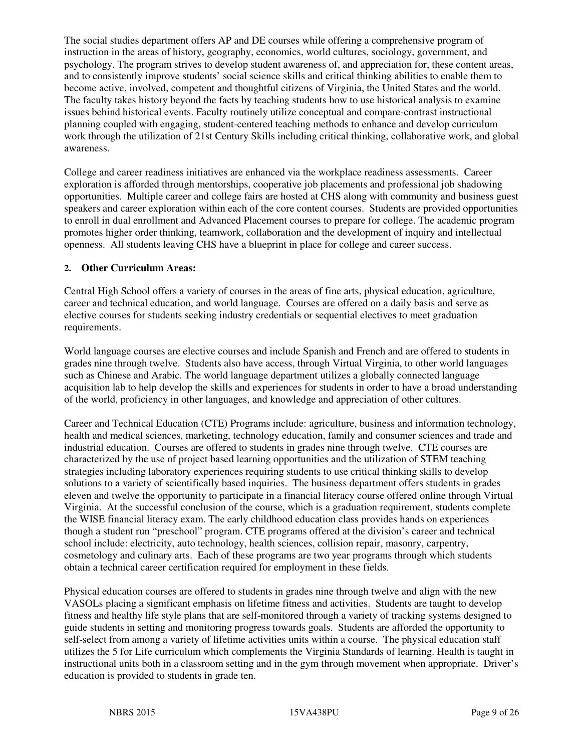The social studies department offers AP and DE courses while offering a comprehensive program of instruction in the areas of history, geography, economics, world cultures, sociology, government, and psychology. The program strives to develop student awareness of, and appreciation for, these content areas, and to consistently improve students' social science skills and critical thinking abilities to enable them to become active, involved, competent and thoughtful citizens of Virginia, the United States and the world. The faculty takes history beyond the facts by teaching students how to use historical analysis to examine issues behind historical events. Faculty routinely utilize conceptual and compare-contrast instructional planning coupled with engaging, student-centered teaching methods to enhance and develop curriculum work through the utilization of 21st Century Skills including critical thinking, collaborative work, and global awareness.

College and career readiness initiatives are enhanced via the workplace readiness assessments. Career exploration is afforded through mentorships, cooperative job placements and professional job shadowing opportunities. Multiple career and college fairs are hosted at CHS along with community and business guest speakers and career exploration within each of the core content courses. Students are provided opportunities to enroll in dual enrollment and Advanced Placement courses to prepare for college. The academic program promotes higher order thinking, teamwork, collaboration and the development of inquiry and intellectual openness. All students leaving CHS have a blueprint in place for college and career success.

**2. Other Curriculum Areas:**

Central High School offers a variety of courses in the areas of fine arts, physical education, agriculture, career and technical education, and world language. Courses are offered on a daily basis and serve as elective courses for students seeking industry credentials or sequential electives to meet graduation requirements.

World language courses are elective courses and include Spanish and French and are offered to students in grades nine through twelve. Students also have access, through Virtual Virginia, to other world languages such as Chinese and Arabic. The world language department utilizes a globally connected language acquisition lab to help develop the skills and experiences for students in order to have a broad understanding of the world, proficiency in other languages, and knowledge and appreciation of other cultures.

Career and Technical Education (CTE) Programs include: agriculture, business and information technology, health and medical sciences, marketing, technology education, family and consumer sciences and trade and industrial education. Courses are offered to students in grades nine through twelve. CTE courses are characterized by the use of project based learning opportunities and the utilization of STEM teaching strategies including laboratory experiences requiring students to use critical thinking skills to develop solutions to a variety of scientifically based inquiries. The business department offers students in grades eleven and twelve the opportunity to participate in a financial literacy course offered online through Virtual Virginia. At the successful conclusion of the course, which is a graduation requirement, students complete the WISE financial literacy exam. The early childhood education class provides hands on experiences though a student run "preschool" program. CTE programs offered at the division's career and technical school include: electricity, auto technology, health sciences, collision repair, masonry, carpentry, cosmetology and culinary arts. Each of these programs are two year programs through which students obtain a technical career certification required for employment in these fields.

Physical education courses are offered to students in grades nine through twelve and align with the new VASOLs placing a significant emphasis on lifetime fitness and activities. Students are taught to develop fitness and healthy life style plans that are self-monitored through a variety of tracking systems designed to guide students in setting and monitoring progress towards goals. Students are afforded the opportunity to self-select from among a variety of lifetime activities units within a course. The physical education staff utilizes the 5 for Life curriculum which complements the Virginia Standards of learning. Health is taught in instructional units both in a classroom setting and in the gym through movement when appropriate. Driver's education is provided to students in grade ten.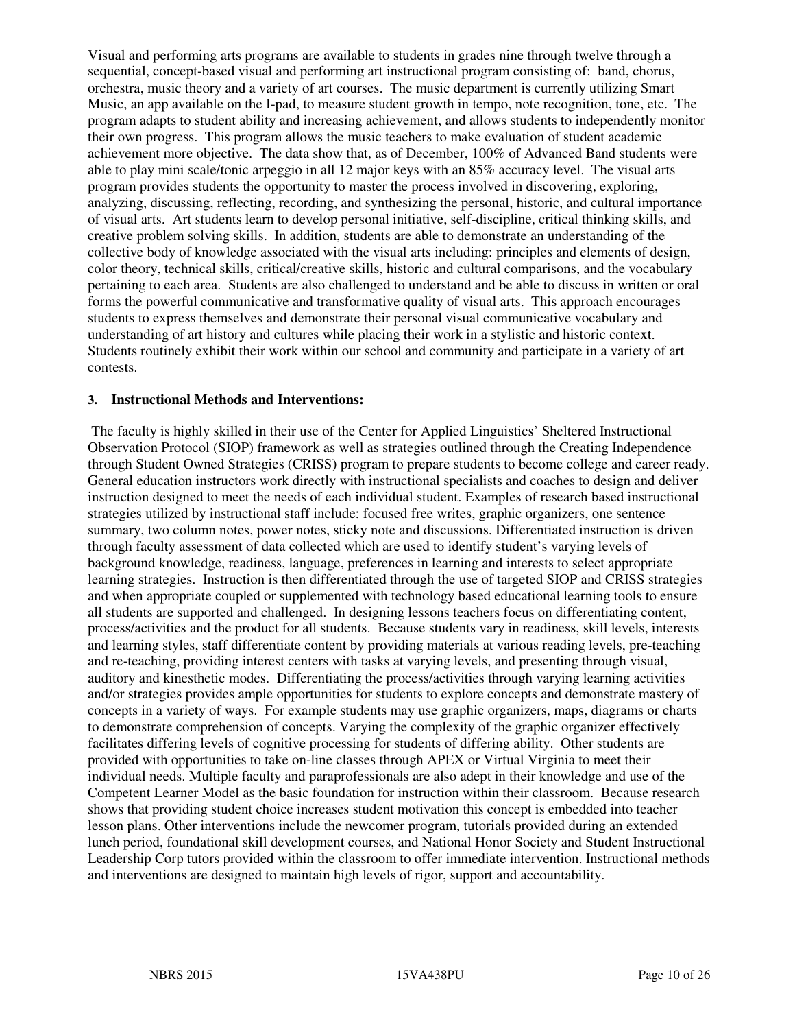Visual and performing arts programs are available to students in grades nine through twelve through a sequential, concept-based visual and performing art instructional program consisting of: band, chorus, orchestra, music theory and a variety of art courses. The music department is currently utilizing Smart Music, an app available on the I-pad, to measure student growth in tempo, note recognition, tone, etc. The program adapts to student ability and increasing achievement, and allows students to independently monitor their own progress. This program allows the music teachers to make evaluation of student academic achievement more objective. The data show that, as of December, 100% of Advanced Band students were able to play mini scale/tonic arpeggio in all 12 major keys with an 85% accuracy level. The visual arts program provides students the opportunity to master the process involved in discovering, exploring, analyzing, discussing, reflecting, recording, and synthesizing the personal, historic, and cultural importance of visual arts. Art students learn to develop personal initiative, self-discipline, critical thinking skills, and creative problem solving skills. In addition, students are able to demonstrate an understanding of the collective body of knowledge associated with the visual arts including: principles and elements of design, color theory, technical skills, critical/creative skills, historic and cultural comparisons, and the vocabulary pertaining to each area. Students are also challenged to understand and be able to discuss in written or oral forms the powerful communicative and transformative quality of visual arts. This approach encourages students to express themselves and demonstrate their personal visual communicative vocabulary and understanding of art history and cultures while placing their work in a stylistic and historic context. Students routinely exhibit their work within our school and community and participate in a variety of art contests.

**3. Instructional Methods and Interventions:**

The faculty is highly skilled in their use of the Center for Applied Linguistics' Sheltered Instructional Observation Protocol (SIOP) framework as well as strategies outlined through the Creating Independence through Student Owned Strategies (CRISS) program to prepare students to become college and career ready. General education instructors work directly with instructional specialists and coaches to design and deliver instruction designed to meet the needs of each individual student. Examples of research based instructional strategies utilized by instructional staff include: focused free writes, graphic organizers, one sentence summary, two column notes, power notes, sticky note and discussions. Differentiated instruction is driven through faculty assessment of data collected which are used to identify student's varying levels of background knowledge, readiness, language, preferences in learning and interests to select appropriate learning strategies. Instruction is then differentiated through the use of targeted SIOP and CRISS strategies and when appropriate coupled or supplemented with technology based educational learning tools to ensure all students are supported and challenged. In designing lessons teachers focus on differentiating content, process/activities and the product for all students. Because students vary in readiness, skill levels, interests and learning styles, staff differentiate content by providing materials at various reading levels, pre-teaching and re-teaching, providing interest centers with tasks at varying levels, and presenting through visual, auditory and kinesthetic modes. Differentiating the process/activities through varying learning activities and/or strategies provides ample opportunities for students to explore concepts and demonstrate mastery of concepts in a variety of ways. For example students may use graphic organizers, maps, diagrams or charts to demonstrate comprehension of concepts. Varying the complexity of the graphic organizer effectively facilitates differing levels of cognitive processing for students of differing ability. Other students are provided with opportunities to take on-line classes through APEX or Virtual Virginia to meet their individual needs. Multiple faculty and paraprofessionals are also adept in their knowledge and use of the Competent Learner Model as the basic foundation for instruction within their classroom. Because research shows that providing student choice increases student motivation this concept is embedded into teacher lesson plans. Other interventions include the newcomer program, tutorials provided during an extended lunch period, foundational skill development courses, and National Honor Society and Student Instructional Leadership Corp tutors provided within the classroom to offer immediate intervention. Instructional methods and interventions are designed to maintain high levels of rigor, support and accountability.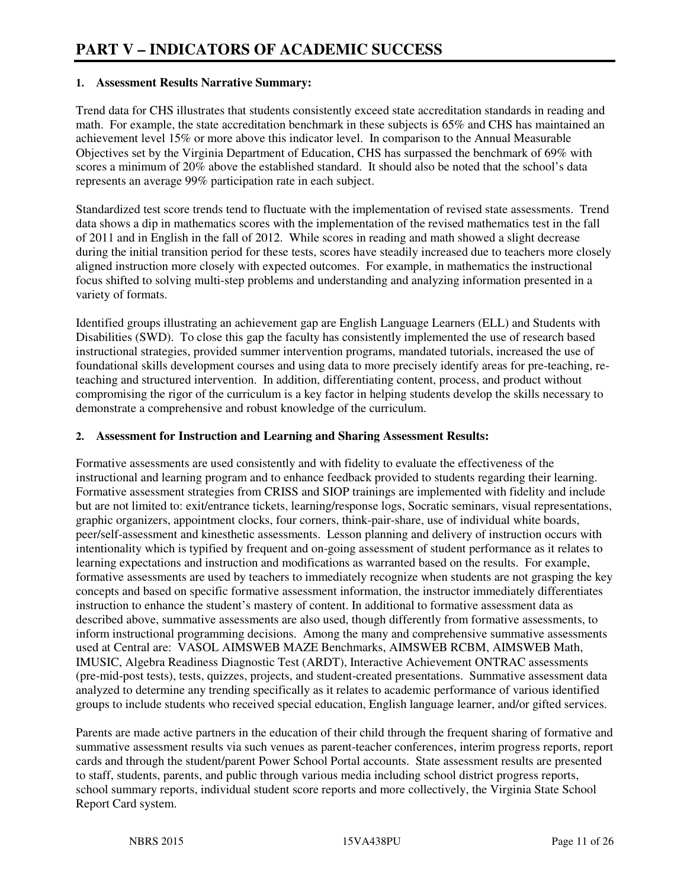# PART V – INDICATORS OF ACADEMIC SUCCESS

## 1. Assessment Results Narrative Summary:

Trend data for CHS illustrates that students consistently exceed state accreditation standards in reading and math. For example, the state accreditation benchmark in these subjects is 65% and CHS has maintained an achievement level 15% or more above this indicator level. In comparison to the Annual Measurable Objectives set by the Virginia Department of Education, CHS has surpassed the benchmark of 69% with scores a minimum of 20% above the established standard. It should also be noted that the school's data represents an average 99% participation rate in each subject.

Standardized test score trends tend to fluctuate with the implementation of revised state assessments. Trend data shows a dip in mathematics scores with the implementation of the revised mathematics test in the fall of 2011 and in English in the fall of 2012. While scores in reading and math showed a slight decrease during the initial transition period for these tests, scores have steadily increased due to teachers more closely aligned instruction more closely with expected outcomes. For example, in mathematics the instructional focus shifted to solving multi-step problems and understanding and analyzing information presented in a variety of formats.

Identified groups illustrating an achievement gap are English Language Learners (ELL) and Students with Disabilities (SWD). To close this gap the faculty has consistently implemented the use of research based instructional strategies, provided summer intervention programs, mandated tutorials, increased the use of foundational skills development courses and using data to more precisely identify areas for pre-teaching, re-teaching and structured intervention. In addition, differentiating content, process, and product without compromising the rigor of the curriculum is a key factor in helping students develop the skills necessary to demonstrate a comprehensive and robust knowledge of the curriculum.

## 2. Assessment for Instruction and Learning and Sharing Assessment Results:

Formative assessments are used consistently and with fidelity to evaluate the effectiveness of the instructional and learning program and to enhance feedback provided to students regarding their learning. Formative assessment strategies from CRISS and SIOP trainings are implemented with fidelity and include but are not limited to: exit/entrance tickets, learning/response logs, Socratic seminars, visual representations, graphic organizers, appointment clocks, four corners, think-pair-share, use of individual white boards, peer/self-assessment and kinesthetic assessments. Lesson planning and delivery of instruction occurs with intentionality which is typified by frequent and on-going assessment of student performance as it relates to learning expectations and instruction and modifications as warranted based on the results. For example, formative assessments are used by teachers to immediately recognize when students are not grasping the key concepts and based on specific formative assessment information, the instructor immediately differentiates instruction to enhance the student's mastery of content. In additional to formative assessment data as described above, summative assessments are also used, though differently from formative assessments, to inform instructional programming decisions. Among the many and comprehensive summative assessments used at Central are: VASOL AIMSWEB MAZE Benchmarks, AIMSWEB RCBM, AIMSWEB Math, IMUSIC, Algebra Readiness Diagnostic Test (ARDT), Interactive Achievement ONTRAC assessments (pre-mid-post tests), tests, quizzes, projects, and student-created presentations. Summative assessment data analyzed to determine any trending specifically as it relates to academic performance of various identified groups to include students who received special education, English language learner, and/or gifted services.

Parents are made active partners in the education of their child through the frequent sharing of formative and summative assessment results via such venues as parent-teacher conferences, interim progress reports, report cards and through the student/parent Power School Portal accounts. State assessment results are presented to staff, students, parents, and public through various media including school district progress reports, school summary reports, individual student score reports and more collectively, the Virginia State School Report Card system.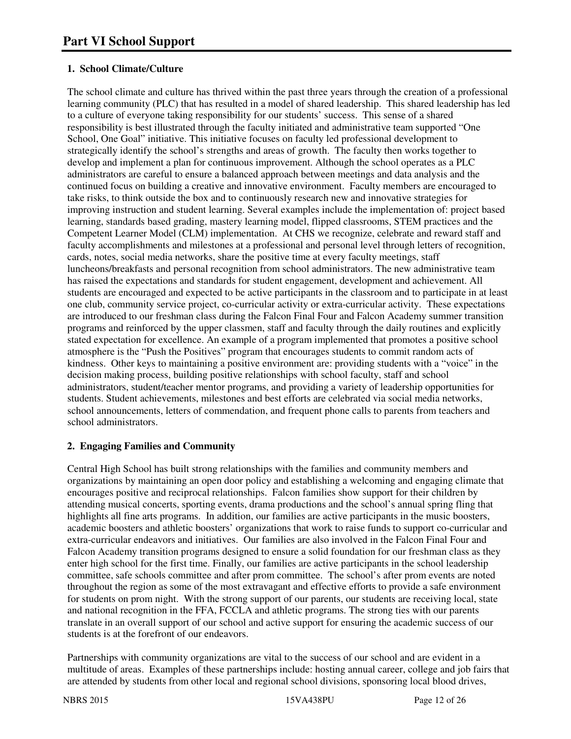# Part VI School Support

## 1. School Climate/Culture

The school climate and culture has thrived within the past three years through the creation of a professional learning community (PLC) that has resulted in a model of shared leadership. This shared leadership has led to a culture of everyone taking responsibility for our students' success. This sense of a shared responsibility is best illustrated through the faculty initiated and administrative team supported "One School, One Goal" initiative. This initiative focuses on faculty led professional development to strategically identify the school's strengths and areas of growth. The faculty then works together to develop and implement a plan for continuous improvement. Although the school operates as a PLC administrators are careful to ensure a balanced approach between meetings and data analysis and the continued focus on building a creative and innovative environment. Faculty members are encouraged to take risks, to think outside the box and to continuously research new and innovative strategies for improving instruction and student learning. Several examples include the implementation of: project based learning, standards based grading, mastery learning model, flipped classrooms, STEM practices and the Competent Learner Model (CLM) implementation. At CHS we recognize, celebrate and reward staff and faculty accomplishments and milestones at a professional and personal level through letters of recognition, cards, notes, social media networks, share the positive time at every faculty meetings, staff luncheons/breakfasts and personal recognition from school administrators. The new administrative team has raised the expectations and standards for student engagement, development and achievement. All students are encouraged and expected to be active participants in the classroom and to participate in at least one club, community service project, co-curricular activity or extra-curricular activity. These expectations are introduced to our freshman class during the Falcon Final Four and Falcon Academy summer transition programs and reinforced by the upper classmen, staff and faculty through the daily routines and explicitly stated expectation for excellence. An example of a program implemented that promotes a positive school atmosphere is the "Push the Positives" program that encourages students to commit random acts of kindness. Other keys to maintaining a positive environment are: providing students with a "voice" in the decision making process, building positive relationships with school faculty, staff and school administrators, student/teacher mentor programs, and providing a variety of leadership opportunities for students. Student achievements, milestones and best efforts are celebrated via social media networks, school announcements, letters of commendation, and frequent phone calls to parents from teachers and school administrators.

## 2. Engaging Families and Community

Central High School has built strong relationships with the families and community members and organizations by maintaining an open door policy and establishing a welcoming and engaging climate that encourages positive and reciprocal relationships. Falcon families show support for their children by attending musical concerts, sporting events, drama productions and the school's annual spring fling that highlights all fine arts programs. In addition, our families are active participants in the music boosters, academic boosters and athletic boosters' organizations that work to raise funds to support co-curricular and extra-curricular endeavors and initiatives. Our families are also involved in the Falcon Final Four and Falcon Academy transition programs designed to ensure a solid foundation for our freshman class as they enter high school for the first time. Finally, our families are active participants in the school leadership committee, safe schools committee and after prom committee. The school's after prom events are noted throughout the region as some of the most extravagant and effective efforts to provide a safe environment for students on prom night. With the strong support of our parents, our students are receiving local, state and national recognition in the FFA, FCCLA and athletic programs. The strong ties with our parents translate in an overall support of our school and active support for ensuring the academic success of our students is at the forefront of our endeavors.

Partnerships with community organizations are vital to the success of our school and are evident in a multitude of areas. Examples of these partnerships include: hosting annual career, college and job fairs that are attended by students from other local and regional school divisions, sponsoring local blood drives,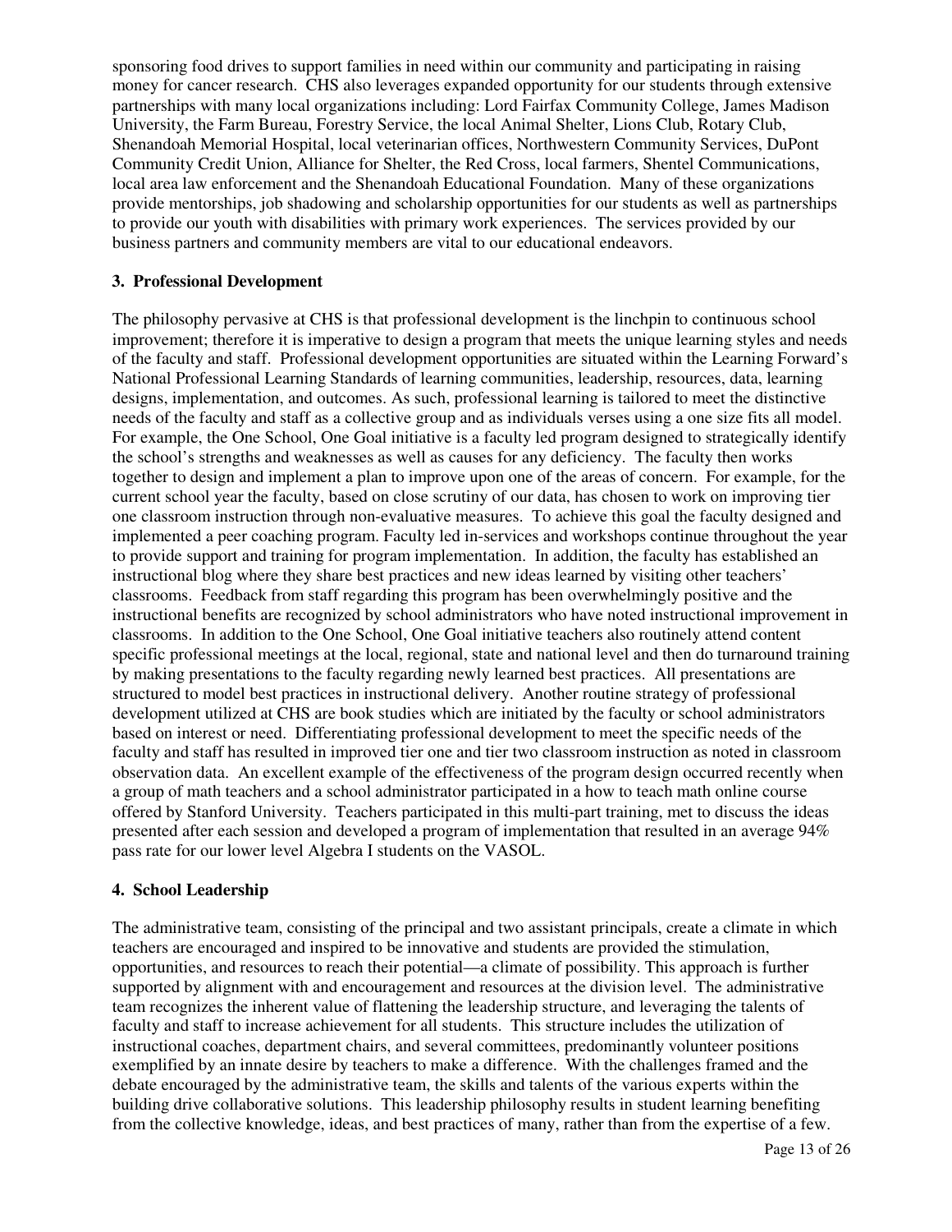sponsoring food drives to support families in need within our community and participating in raising money for cancer research. CHS also leverages expanded opportunity for our students through extensive partnerships with many local organizations including: Lord Fairfax Community College, James Madison University, the Farm Bureau, Forestry Service, the local Animal Shelter, Lions Club, Rotary Club, Shenandoah Memorial Hospital, local veterinarian offices, Northwestern Community Services, DuPont Community Credit Union, Alliance for Shelter, the Red Cross, local farmers, Shentel Communications, local area law enforcement and the Shenandoah Educational Foundation. Many of these organizations provide mentorships, job shadowing and scholarship opportunities for our students as well as partnerships to provide our youth with disabilities with primary work experiences. The services provided by our business partners and community members are vital to our educational endeavors.

### 3. Professional Development

The philosophy pervasive at CHS is that professional development is the linchpin to continuous school improvement; therefore it is imperative to design a program that meets the unique learning styles and needs of the faculty and staff. Professional development opportunities are situated within the Learning Forward's National Professional Learning Standards of learning communities, leadership, resources, data, learning designs, implementation, and outcomes. As such, professional learning is tailored to meet the distinctive needs of the faculty and staff as a collective group and as individuals verses using a one size fits all model. For example, the One School, One Goal initiative is a faculty led program designed to strategically identify the school's strengths and weaknesses as well as causes for any deficiency. The faculty then works together to design and implement a plan to improve upon one of the areas of concern. For example, for the current school year the faculty, based on close scrutiny of our data, has chosen to work on improving tier one classroom instruction through non-evaluative measures. To achieve this goal the faculty designed and implemented a peer coaching program. Faculty led in-services and workshops continue throughout the year to provide support and training for program implementation. In addition, the faculty has established an instructional blog where they share best practices and new ideas learned by visiting other teachers' classrooms. Feedback from staff regarding this program has been overwhelmingly positive and the instructional benefits are recognized by school administrators who have noted instructional improvement in classrooms. In addition to the One School, One Goal initiative teachers also routinely attend content specific professional meetings at the local, regional, state and national level and then do turnaround training by making presentations to the faculty regarding newly learned best practices. All presentations are structured to model best practices in instructional delivery. Another routine strategy of professional development utilized at CHS are book studies which are initiated by the faculty or school administrators based on interest or need. Differentiating professional development to meet the specific needs of the faculty and staff has resulted in improved tier one and tier two classroom instruction as noted in classroom observation data. An excellent example of the effectiveness of the program design occurred recently when a group of math teachers and a school administrator participated in a how to teach math online course offered by Stanford University. Teachers participated in this multi-part training, met to discuss the ideas presented after each session and developed a program of implementation that resulted in an average 94% pass rate for our lower level Algebra I students on the VASOL.

### 4. School Leadership

The administrative team, consisting of the principal and two assistant principals, create a climate in which teachers are encouraged and inspired to be innovative and students are provided the stimulation, opportunities, and resources to reach their potential—a climate of possibility. This approach is further supported by alignment with and encouragement and resources at the division level. The administrative team recognizes the inherent value of flattening the leadership structure, and leveraging the talents of faculty and staff to increase achievement for all students. This structure includes the utilization of instructional coaches, department chairs, and several committees, predominantly volunteer positions exemplified by an innate desire by teachers to make a difference. With the challenges framed and the debate encouraged by the administrative team, the skills and talents of the various experts within the building drive collaborative solutions. This leadership philosophy results in student learning benefiting from the collective knowledge, ideas, and best practices of many, rather than from the expertise of a few.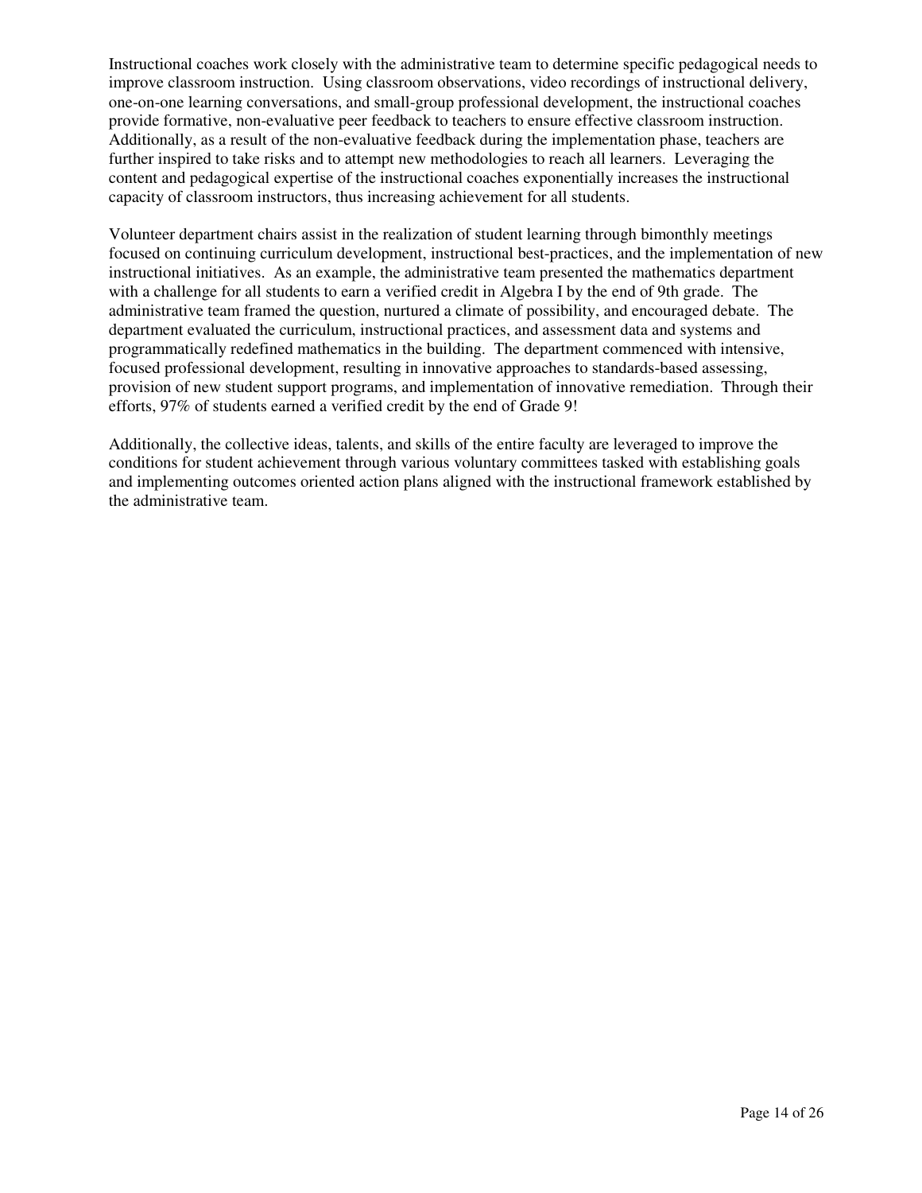Instructional coaches work closely with the administrative team to determine specific pedagogical needs to improve classroom instruction. Using classroom observations, video recordings of instructional delivery, one-on-one learning conversations, and small-group professional development, the instructional coaches provide formative, non-evaluative peer feedback to teachers to ensure effective classroom instruction. Additionally, as a result of the non-evaluative feedback during the implementation phase, teachers are further inspired to take risks and to attempt new methodologies to reach all learners. Leveraging the content and pedagogical expertise of the instructional coaches exponentially increases the instructional capacity of classroom instructors, thus increasing achievement for all students.

Volunteer department chairs assist in the realization of student learning through bimonthly meetings focused on continuing curriculum development, instructional best-practices, and the implementation of new instructional initiatives. As an example, the administrative team presented the mathematics department with a challenge for all students to earn a verified credit in Algebra I by the end of 9th grade. The administrative team framed the question, nurtured a climate of possibility, and encouraged debate. The department evaluated the curriculum, instructional practices, and assessment data and systems and programmatically redefined mathematics in the building. The department commenced with intensive, focused professional development, resulting in innovative approaches to standards-based assessing, provision of new student support programs, and implementation of innovative remediation. Through their efforts, 97% of students earned a verified credit by the end of Grade 9!

Additionally, the collective ideas, talents, and skills of the entire faculty are leveraged to improve the conditions for student achievement through various voluntary committees tasked with establishing goals and implementing outcomes oriented action plans aligned with the instructional framework established by the administrative team.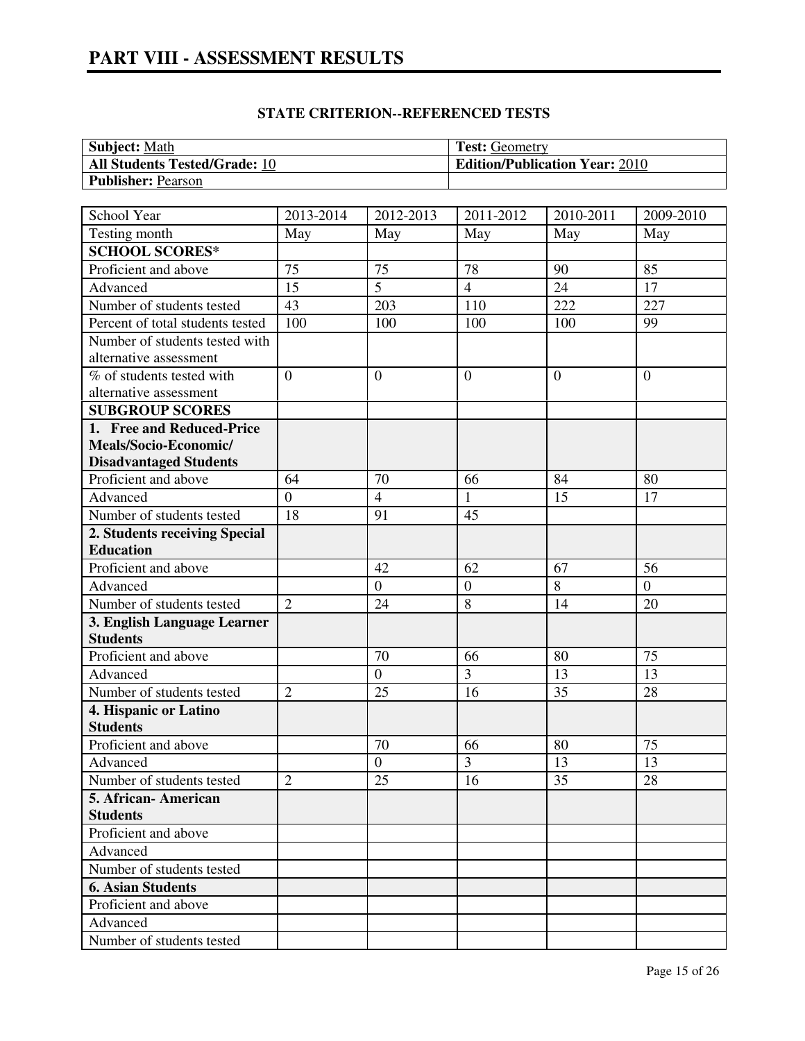# PART VIII - ASSESSMENT RESULTS

**STATE CRITERION--REFERENCED TESTS**

| **Subject:** Math | **Test:** Geometry |
|---|---|
| **All Students Tested/Grade:** 10 | **Edition/Publication Year:** 2010 |
| **Publisher:** Pearson | |

| School Year | 2013-2014 | 2012-2013 | 2011-2012 | 2010-2011 | 2009-2010 |
|---|---|---|---|---|---|
| Testing month | May | May | May | May | May |
| **SCHOOL SCORES*** | | | | | |
| Proficient and above | 75 | 75 | 78 | 90 | 85 |
| Advanced | 15 | 5 | 4 | 24 | 17 |
| Number of students tested | 43 | 203 | 110 | 222 | 227 |
| Percent of total students tested | 100 | 100 | 100 | 100 | 99 |
| Number of students tested with alternative assessment | | | | | |
| % of students tested with alternative assessment | 0 | 0 | 0 | 0 | 0 |
| **SUBGROUP SCORES** | | | | | |
| **1. Free and Reduced-Price Meals/Socio-Economic/ Disadvantaged Students** | | | | | |
| Proficient and above | 64 | 70 | 66 | 84 | 80 |
| Advanced | 0 | 4 | 1 | 15 | 17 |
| Number of students tested | 18 | 91 | 45 | | |
| **2. Students receiving Special Education** | | | | | |
| Proficient and above | | 42 | 62 | 67 | 56 |
| Advanced | | 0 | 0 | 8 | 0 |
| Number of students tested | 2 | 24 | 8 | 14 | 20 |
| **3. English Language Learner Students** | | | | | |
| Proficient and above | | 70 | 66 | 80 | 75 |
| Advanced | | 0 | 3 | 13 | 13 |
| Number of students tested | 2 | 25 | 16 | 35 | 28 |
| **4. Hispanic or Latino Students** | | | | | |
| Proficient and above | | 70 | 66 | 80 | 75 |
| Advanced | | 0 | 3 | 13 | 13 |
| Number of students tested | 2 | 25 | 16 | 35 | 28 |
| **5. African- American Students** | | | | | |
| Proficient and above | | | | | |
| Advanced | | | | | |
| Number of students tested | | | | | |
| **6. Asian Students** | | | | | |
| Proficient and above | | | | | |
| Advanced | | | | | |
| Number of students tested | | | | | |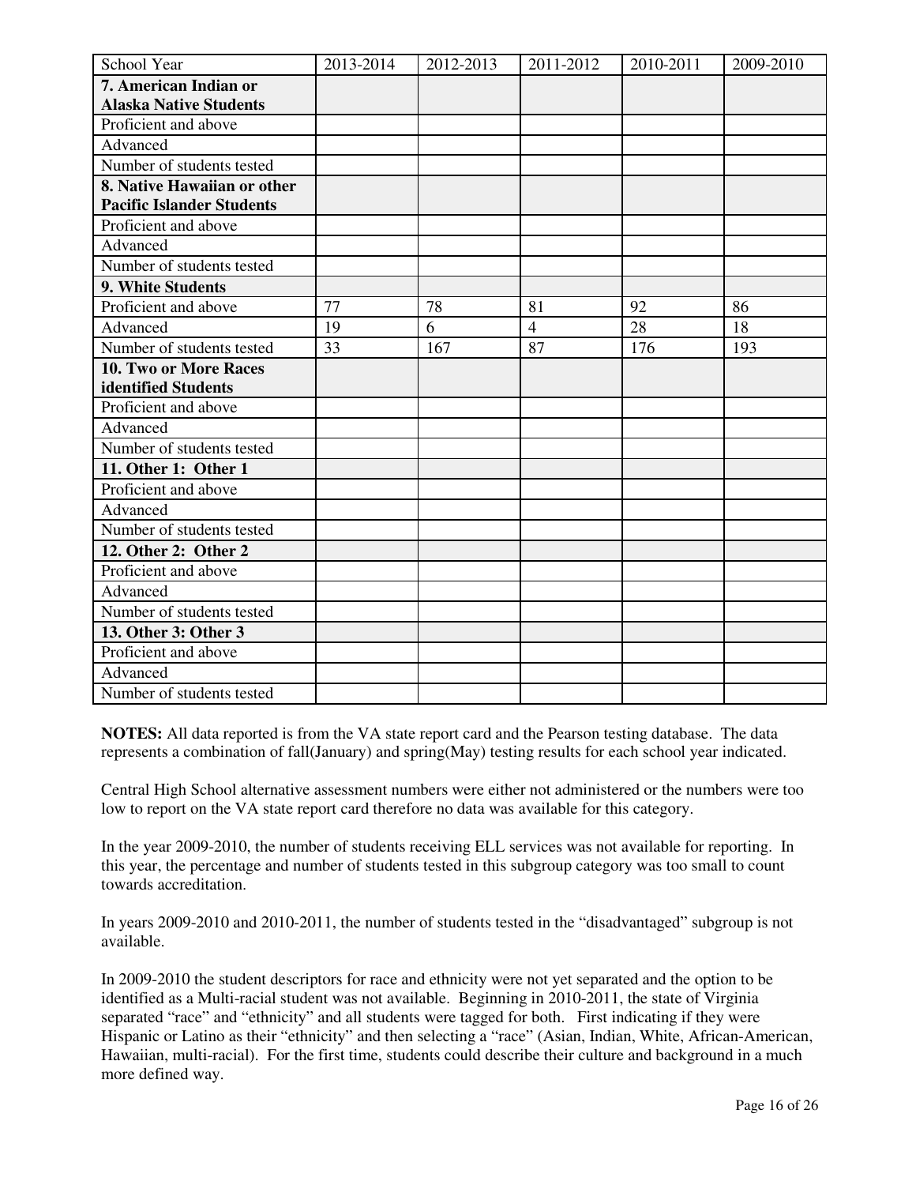| School Year | 2013-2014 | 2012-2013 | 2011-2012 | 2010-2011 | 2009-2010 |
|---|---|---|---|---|---|
| **7. American Indian or Alaska Native Students** | | | | | |
| Proficient and above | | | | | |
| Advanced | | | | | |
| Number of students tested | | | | | |
| **8. Native Hawaiian or other Pacific Islander Students** | | | | | |
| Proficient and above | | | | | |
| Advanced | | | | | |
| Number of students tested | | | | | |
| **9. White Students** | | | | | |
| Proficient and above | 77 | 78 | 81 | 92 | 86 |
| Advanced | 19 | 6 | 4 | 28 | 18 |
| Number of students tested | 33 | 167 | 87 | 176 | 193 |
| **10. Two or More Races identified Students** | | | | | |
| Proficient and above | | | | | |
| Advanced | | | | | |
| Number of students tested | | | | | |
| **11. Other 1: Other 1** | | | | | |
| Proficient and above | | | | | |
| Advanced | | | | | |
| Number of students tested | | | | | |
| **12. Other 2: Other 2** | | | | | |
| Proficient and above | | | | | |
| Advanced | | | | | |
| Number of students tested | | | | | |
| **13. Other 3: Other 3** | | | | | |
| Proficient and above | | | | | |
| Advanced | | | | | |
| Number of students tested | | | | | |

**NOTES:** All data reported is from the VA state report card and the Pearson testing database. The data represents a combination of fall(January) and spring(May) testing results for each school year indicated.

Central High School alternative assessment numbers were either not administered or the numbers were too low to report on the VA state report card therefore no data was available for this category.

In the year 2009-2010, the number of students receiving ELL services was not available for reporting. In this year, the percentage and number of students tested in this subgroup category was too small to count towards accreditation.

In years 2009-2010 and 2010-2011, the number of students tested in the "disadvantaged" subgroup is not available.

In 2009-2010 the student descriptors for race and ethnicity were not yet separated and the option to be identified as a Multi-racial student was not available. Beginning in 2010-2011, the state of Virginia separated "race" and "ethnicity" and all students were tagged for both. First indicating if they were Hispanic or Latino as their "ethnicity" and then selecting a "race" (Asian, Indian, White, African-American, Hawaiian, multi-racial). For the first time, students could describe their culture and background in a much more defined way.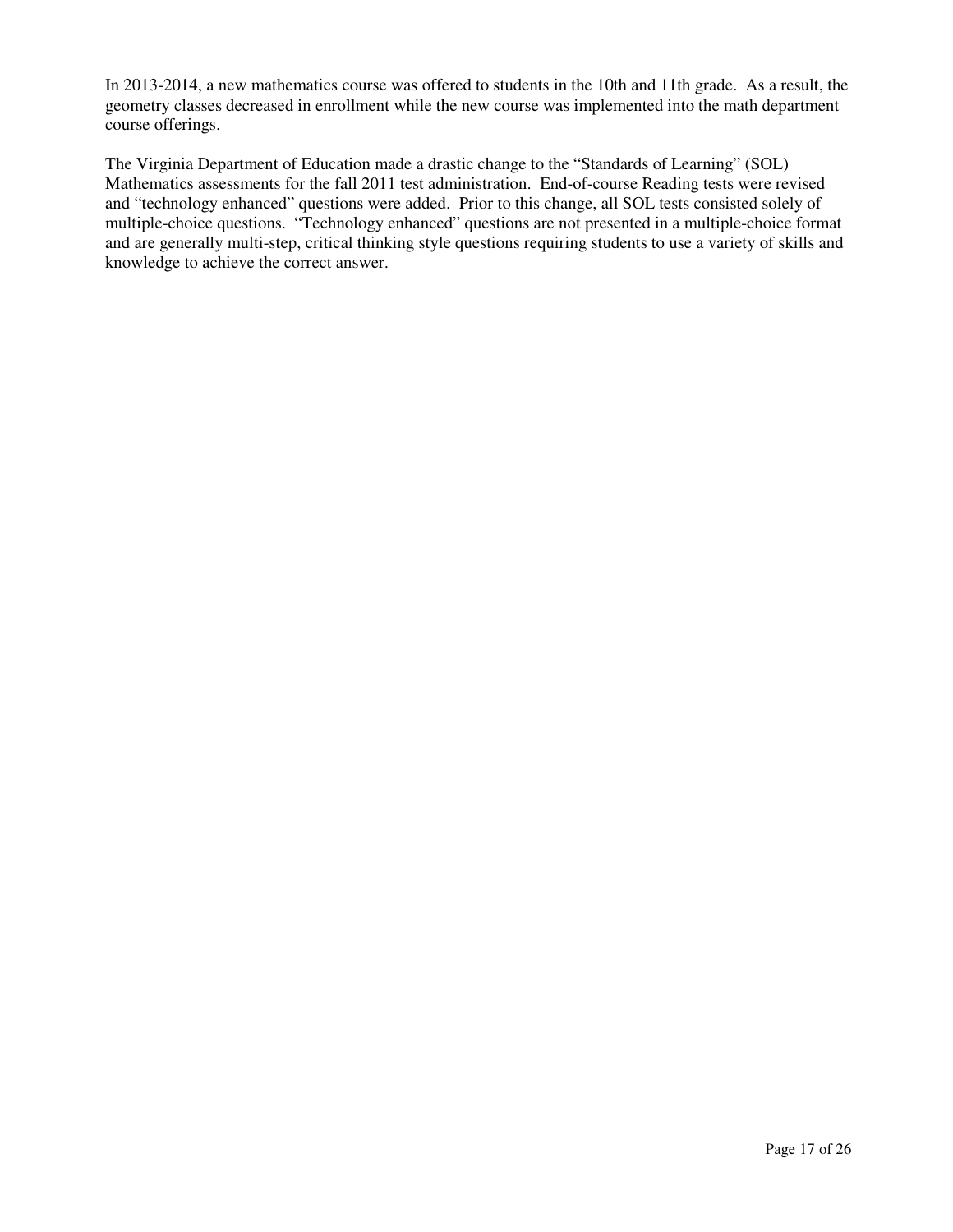In 2013-2014, a new mathematics course was offered to students in the 10th and 11th grade. As a result, the geometry classes decreased in enrollment while the new course was implemented into the math department course offerings.

The Virginia Department of Education made a drastic change to the "Standards of Learning" (SOL) Mathematics assessments for the fall 2011 test administration. End-of-course Reading tests were revised and "technology enhanced" questions were added. Prior to this change, all SOL tests consisted solely of multiple-choice questions. "Technology enhanced" questions are not presented in a multiple-choice format and are generally multi-step, critical thinking style questions requiring students to use a variety of skills and knowledge to achieve the correct answer.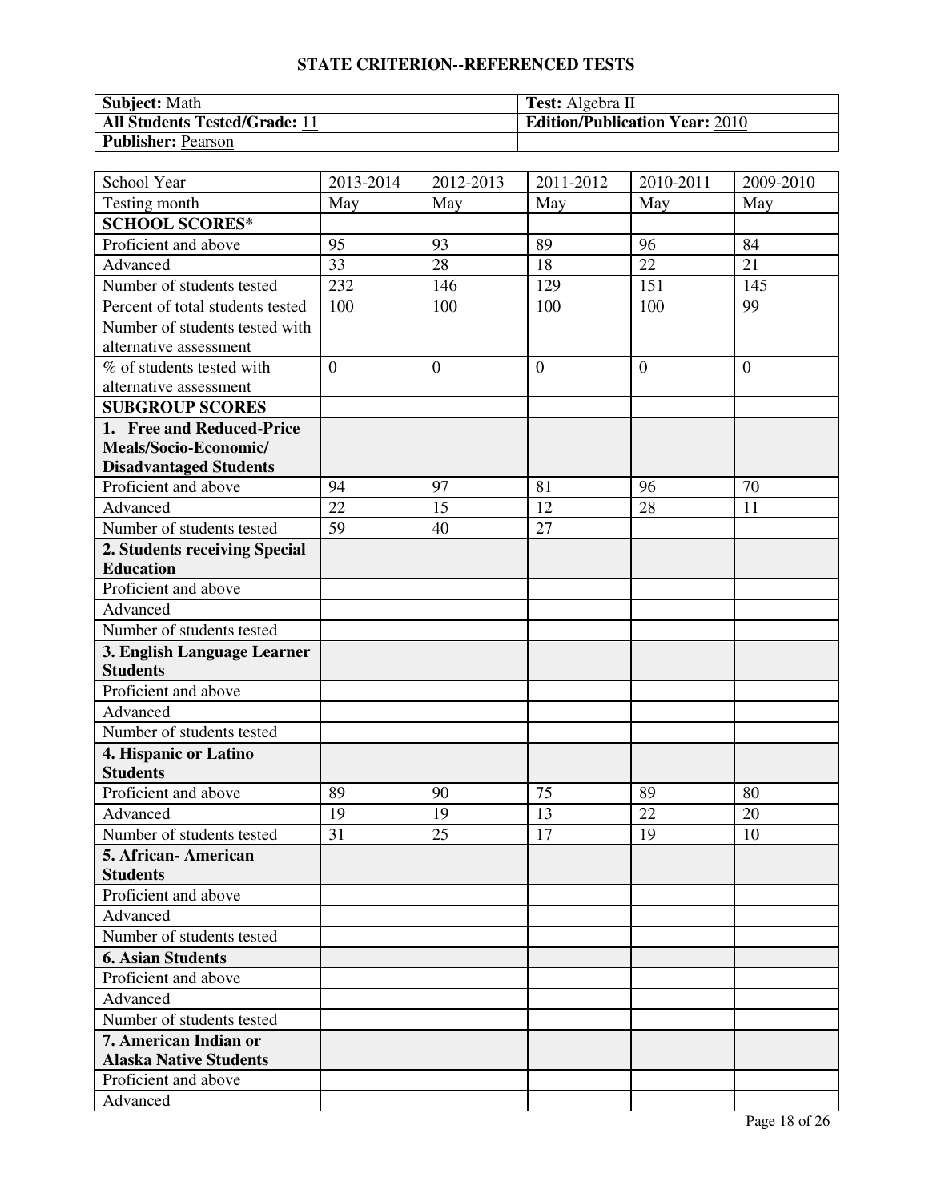# STATE CRITERION--REFERENCED TESTS

| **Subject:** Math | **Test:** Algebra II |
|---|---|
| **All Students Tested/Grade:** 11 | **Edition/Publication Year:** 2010 |
| **Publisher:** Pearson | |

| School Year | 2013-2014 | 2012-2013 | 2011-2012 | 2010-2011 | 2009-2010 |
|---|---|---|---|---|---|
| Testing month | May | May | May | May | May |
| **SCHOOL SCORES*** | | | | | |
| Proficient and above | 95 | 93 | 89 | 96 | 84 |
| Advanced | 33 | 28 | 18 | 22 | 21 |
| Number of students tested | 232 | 146 | 129 | 151 | 145 |
| Percent of total students tested | 100 | 100 | 100 | 100 | 99 |
| Number of students tested with alternative assessment | | | | | |
| % of students tested with alternative assessment | 0 | 0 | 0 | 0 | 0 |
| **SUBGROUP SCORES** | | | | | |
| **1. Free and Reduced-Price Meals/Socio-Economic/ Disadvantaged Students** | | | | | |
| Proficient and above | 94 | 97 | 81 | 96 | 70 |
| Advanced | 22 | 15 | 12 | 28 | 11 |
| Number of students tested | 59 | 40 | 27 | | |
| **2. Students receiving Special Education** | | | | | |
| Proficient and above | | | | | |
| Advanced | | | | | |
| Number of students tested | | | | | |
| **3. English Language Learner Students** | | | | | |
| Proficient and above | | | | | |
| Advanced | | | | | |
| Number of students tested | | | | | |
| **4. Hispanic or Latino Students** | | | | | |
| Proficient and above | 89 | 90 | 75 | 89 | 80 |
| Advanced | 19 | 19 | 13 | 22 | 20 |
| Number of students tested | 31 | 25 | 17 | 19 | 10 |
| **5. African- American Students** | | | | | |
| Proficient and above | | | | | |
| Advanced | | | | | |
| Number of students tested | | | | | |
| **6. Asian Students** | | | | | |
| Proficient and above | | | | | |
| Advanced | | | | | |
| Number of students tested | | | | | |
| **7. American Indian or Alaska Native Students** | | | | | |
| Proficient and above | | | | | |
| Advanced | | | | | |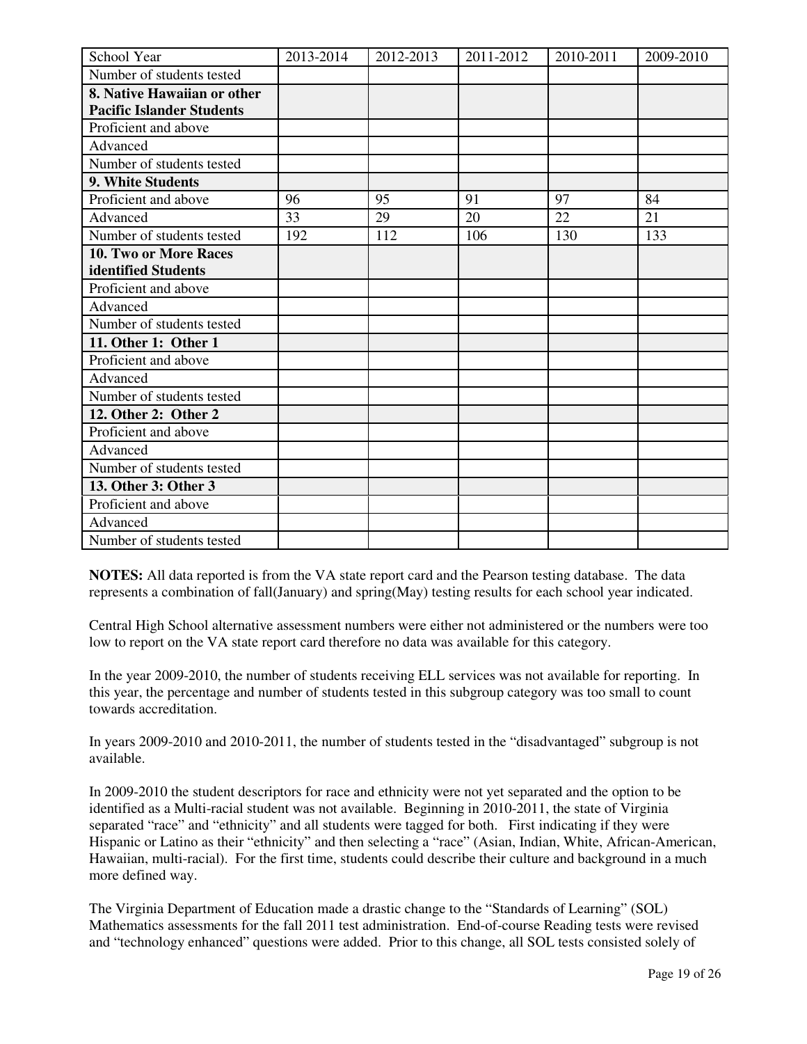| School Year | 2013-2014 | 2012-2013 | 2011-2012 | 2010-2011 | 2009-2010 |
|---|---|---|---|---|---|
| Number of students tested | | | | | |
| **8. Native Hawaiian or other Pacific Islander Students** | | | | | |
| Proficient and above | | | | | |
| Advanced | | | | | |
| Number of students tested | | | | | |
| **9. White Students** | | | | | |
| Proficient and above | 96 | 95 | 91 | 97 | 84 |
| Advanced | 33 | 29 | 20 | 22 | 21 |
| Number of students tested | 192 | 112 | 106 | 130 | 133 |
| **10. Two or More Races identified Students** | | | | | |
| Proficient and above | | | | | |
| Advanced | | | | | |
| Number of students tested | | | | | |
| **11. Other 1: Other 1** | | | | | |
| Proficient and above | | | | | |
| Advanced | | | | | |
| Number of students tested | | | | | |
| **12. Other 2: Other 2** | | | | | |
| Proficient and above | | | | | |
| Advanced | | | | | |
| Number of students tested | | | | | |
| **13. Other 3: Other 3** | | | | | |
| Proficient and above | | | | | |
| Advanced | | | | | |
| Number of students tested | | | | | |

**NOTES:** All data reported is from the VA state report card and the Pearson testing database. The data represents a combination of fall(January) and spring(May) testing results for each school year indicated.

Central High School alternative assessment numbers were either not administered or the numbers were too low to report on the VA state report card therefore no data was available for this category.

In the year 2009-2010, the number of students receiving ELL services was not available for reporting. In this year, the percentage and number of students tested in this subgroup category was too small to count towards accreditation.

In years 2009-2010 and 2010-2011, the number of students tested in the "disadvantaged" subgroup is not available.

In 2009-2010 the student descriptors for race and ethnicity were not yet separated and the option to be identified as a Multi-racial student was not available. Beginning in 2010-2011, the state of Virginia separated "race" and "ethnicity" and all students were tagged for both. First indicating if they were Hispanic or Latino as their "ethnicity" and then selecting a "race" (Asian, Indian, White, African-American, Hawaiian, multi-racial). For the first time, students could describe their culture and background in a much more defined way.

The Virginia Department of Education made a drastic change to the "Standards of Learning" (SOL) Mathematics assessments for the fall 2011 test administration. End-of-course Reading tests were revised and "technology enhanced" questions were added. Prior to this change, all SOL tests consisted solely of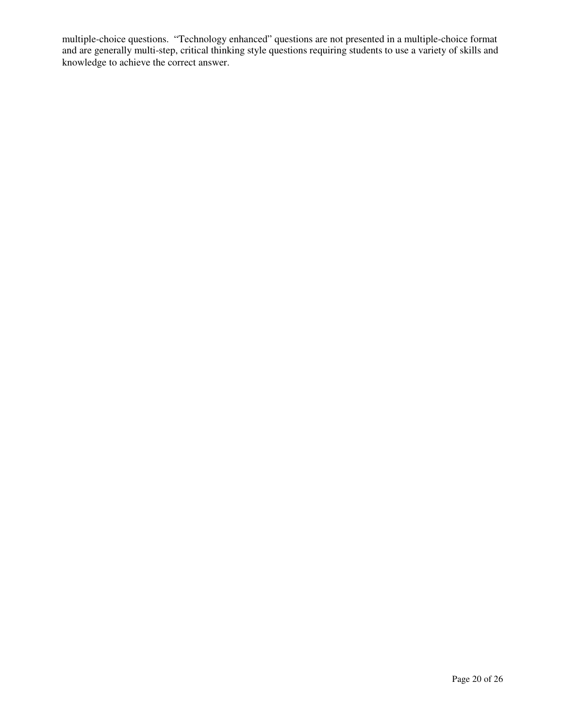multiple-choice questions. "Technology enhanced" questions are not presented in a multiple-choice format and are generally multi-step, critical thinking style questions requiring students to use a variety of skills and knowledge to achieve the correct answer.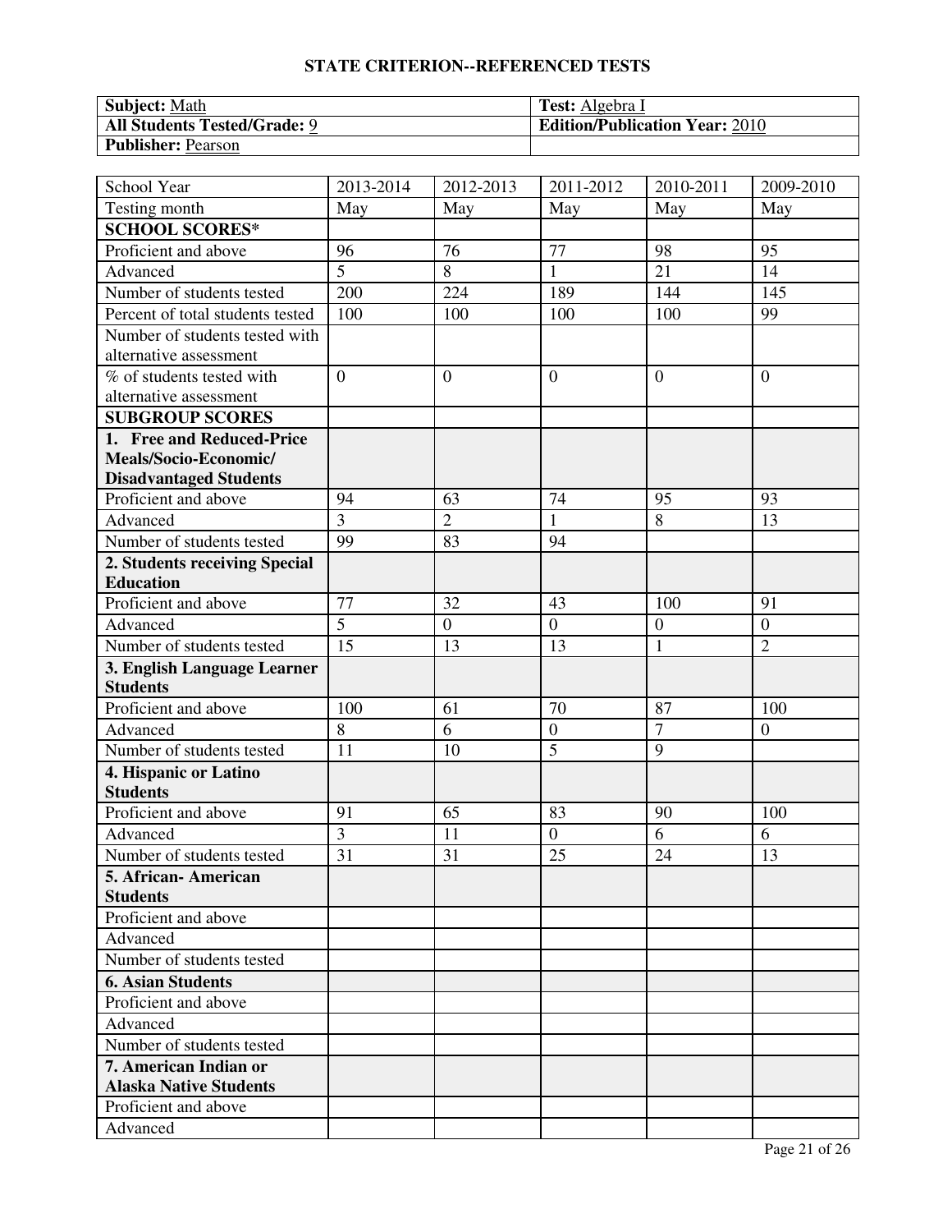## STATE CRITERION--REFERENCED TESTS

| **Subject:** Math | **Test:** Algebra I |
|---|---|
| **All Students Tested/Grade:** 9 | **Edition/Publication Year:** 2010 |
| **Publisher:** Pearson | |

| School Year | 2013-2014 | 2012-2013 | 2011-2012 | 2010-2011 | 2009-2010 |
|---|---|---|---|---|---|
| Testing month | May | May | May | May | May |
| **SCHOOL SCORES*** | | | | | |
| Proficient and above | 96 | 76 | 77 | 98 | 95 |
| Advanced | 5 | 8 | 1 | 21 | 14 |
| Number of students tested | 200 | 224 | 189 | 144 | 145 |
| Percent of total students tested | 100 | 100 | 100 | 100 | 99 |
| Number of students tested with alternative assessment | | | | | |
| % of students tested with alternative assessment | 0 | 0 | 0 | 0 | 0 |
| **SUBGROUP SCORES** | | | | | |
| **1. Free and Reduced-Price Meals/Socio-Economic/ Disadvantaged Students** | | | | | |
| Proficient and above | 94 | 63 | 74 | 95 | 93 |
| Advanced | 3 | 2 | 1 | 8 | 13 |
| Number of students tested | 99 | 83 | 94 | | |
| **2. Students receiving Special Education** | | | | | |
| Proficient and above | 77 | 32 | 43 | 100 | 91 |
| Advanced | 5 | 0 | 0 | 0 | 0 |
| Number of students tested | 15 | 13 | 13 | 1 | 2 |
| **3. English Language Learner Students** | | | | | |
| Proficient and above | 100 | 61 | 70 | 87 | 100 |
| Advanced | 8 | 6 | 0 | 7 | 0 |
| Number of students tested | 11 | 10 | 5 | 9 | |
| **4. Hispanic or Latino Students** | | | | | |
| Proficient and above | 91 | 65 | 83 | 90 | 100 |
| Advanced | 3 | 11 | 0 | 6 | 6 |
| Number of students tested | 31 | 31 | 25 | 24 | 13 |
| **5. African- American Students** | | | | | |
| Proficient and above | | | | | |
| Advanced | | | | | |
| Number of students tested | | | | | |
| **6. Asian Students** | | | | | |
| Proficient and above | | | | | |
| Advanced | | | | | |
| Number of students tested | | | | | |
| **7. American Indian or Alaska Native Students** | | | | | |
| Proficient and above | | | | | |
| Advanced | | | | | |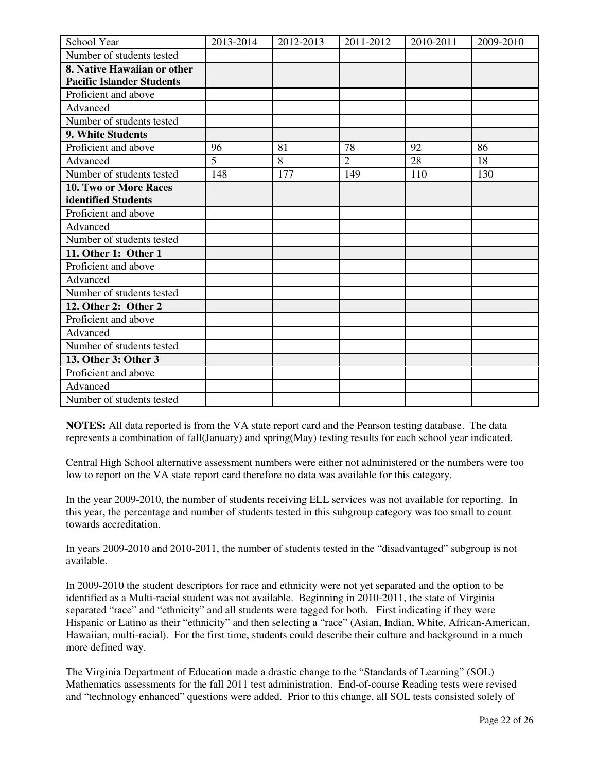| School Year | 2013-2014 | 2012-2013 | 2011-2012 | 2010-2011 | 2009-2010 |
|---|---|---|---|---|---|
| Number of students tested | | | | | |
| **8. Native Hawaiian or other Pacific Islander Students** | | | | | |
| Proficient and above | | | | | |
| Advanced | | | | | |
| Number of students tested | | | | | |
| **9. White Students** | | | | | |
| Proficient and above | 96 | 81 | 78 | 92 | 86 |
| Advanced | 5 | 8 | 2 | 28 | 18 |
| Number of students tested | 148 | 177 | 149 | 110 | 130 |
| **10. Two or More Races identified Students** | | | | | |
| Proficient and above | | | | | |
| Advanced | | | | | |
| Number of students tested | | | | | |
| **11. Other 1: Other 1** | | | | | |
| Proficient and above | | | | | |
| Advanced | | | | | |
| Number of students tested | | | | | |
| **12. Other 2: Other 2** | | | | | |
| Proficient and above | | | | | |
| Advanced | | | | | |
| Number of students tested | | | | | |
| **13. Other 3: Other 3** | | | | | |
| Proficient and above | | | | | |
| Advanced | | | | | |
| Number of students tested | | | | | |

**NOTES:** All data reported is from the VA state report card and the Pearson testing database. The data represents a combination of fall(January) and spring(May) testing results for each school year indicated.

Central High School alternative assessment numbers were either not administered or the numbers were too low to report on the VA state report card therefore no data was available for this category.

In the year 2009-2010, the number of students receiving ELL services was not available for reporting. In this year, the percentage and number of students tested in this subgroup category was too small to count towards accreditation.

In years 2009-2010 and 2010-2011, the number of students tested in the "disadvantaged" subgroup is not available.

In 2009-2010 the student descriptors for race and ethnicity were not yet separated and the option to be identified as a Multi-racial student was not available. Beginning in 2010-2011, the state of Virginia separated "race" and "ethnicity" and all students were tagged for both. First indicating if they were Hispanic or Latino as their "ethnicity" and then selecting a "race" (Asian, Indian, White, African-American, Hawaiian, multi-racial). For the first time, students could describe their culture and background in a much more defined way.

The Virginia Department of Education made a drastic change to the "Standards of Learning" (SOL) Mathematics assessments for the fall 2011 test administration. End-of-course Reading tests were revised and "technology enhanced" questions were added. Prior to this change, all SOL tests consisted solely of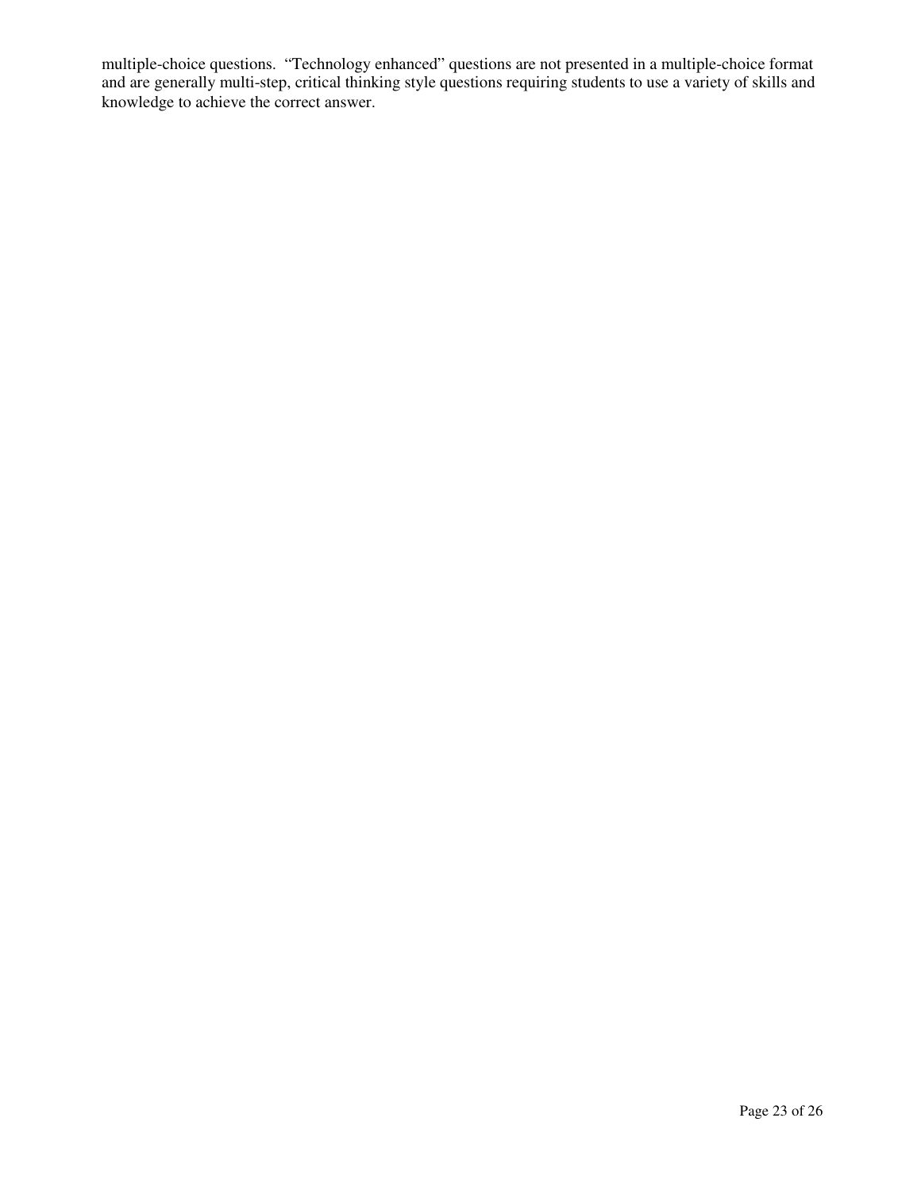multiple-choice questions. "Technology enhanced" questions are not presented in a multiple-choice format and are generally multi-step, critical thinking style questions requiring students to use a variety of skills and knowledge to achieve the correct answer.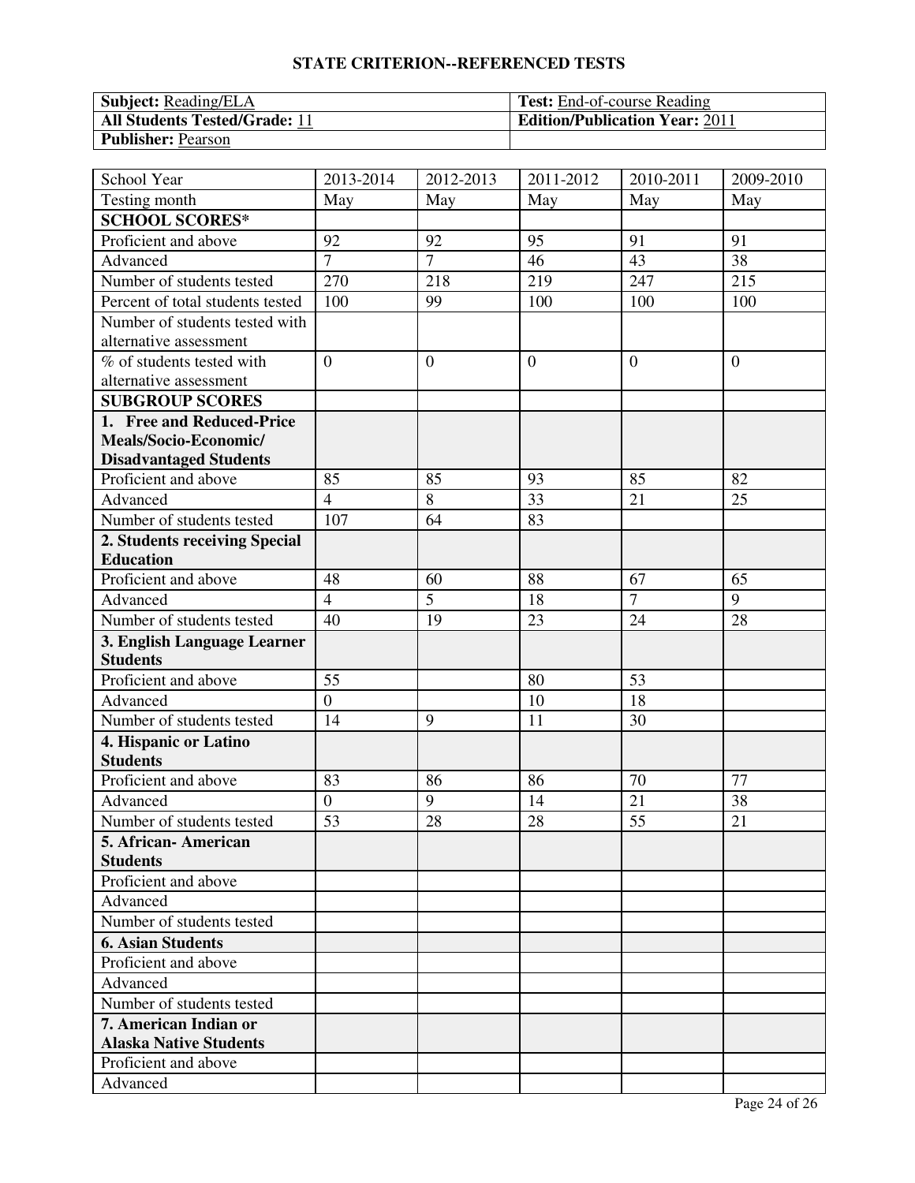## STATE CRITERION--REFERENCED TESTS

| **Subject:** Reading/ELA | **Test:** End-of-course Reading |
|---|---|
| **All Students Tested/Grade:** 11 | **Edition/Publication Year:** 2011 |
| **Publisher:** Pearson | |

| School Year | 2013-2014 | 2012-2013 | 2011-2012 | 2010-2011 | 2009-2010 |
|---|---|---|---|---|---|
| Testing month | May | May | May | May | May |
| **SCHOOL SCORES*** | | | | | |
| Proficient and above | 92 | 92 | 95 | 91 | 91 |
| Advanced | 7 | 7 | 46 | 43 | 38 |
| Number of students tested | 270 | 218 | 219 | 247 | 215 |
| Percent of total students tested | 100 | 99 | 100 | 100 | 100 |
| Number of students tested with alternative assessment | | | | | |
| % of students tested with alternative assessment | 0 | 0 | 0 | 0 | 0 |
| **SUBGROUP SCORES** | | | | | |
| **1. Free and Reduced-Price Meals/Socio-Economic/ Disadvantaged Students** | | | | | |
| Proficient and above | 85 | 85 | 93 | 85 | 82 |
| Advanced | 4 | 8 | 33 | 21 | 25 |
| Number of students tested | 107 | 64 | 83 | | |
| **2. Students receiving Special Education** | | | | | |
| Proficient and above | 48 | 60 | 88 | 67 | 65 |
| Advanced | 4 | 5 | 18 | 7 | 9 |
| Number of students tested | 40 | 19 | 23 | 24 | 28 |
| **3. English Language Learner Students** | | | | | |
| Proficient and above | 55 | | 80 | 53 | |
| Advanced | 0 | | 10 | 18 | |
| Number of students tested | 14 | 9 | 11 | 30 | |
| **4. Hispanic or Latino Students** | | | | | |
| Proficient and above | 83 | 86 | 86 | 70 | 77 |
| Advanced | 0 | 9 | 14 | 21 | 38 |
| Number of students tested | 53 | 28 | 28 | 55 | 21 |
| **5. African- American Students** | | | | | |
| Proficient and above | | | | | |
| Advanced | | | | | |
| Number of students tested | | | | | |
| **6. Asian Students** | | | | | |
| Proficient and above | | | | | |
| Advanced | | | | | |
| Number of students tested | | | | | |
| **7. American Indian or Alaska Native Students** | | | | | |
| Proficient and above | | | | | |
| Advanced | | | | | |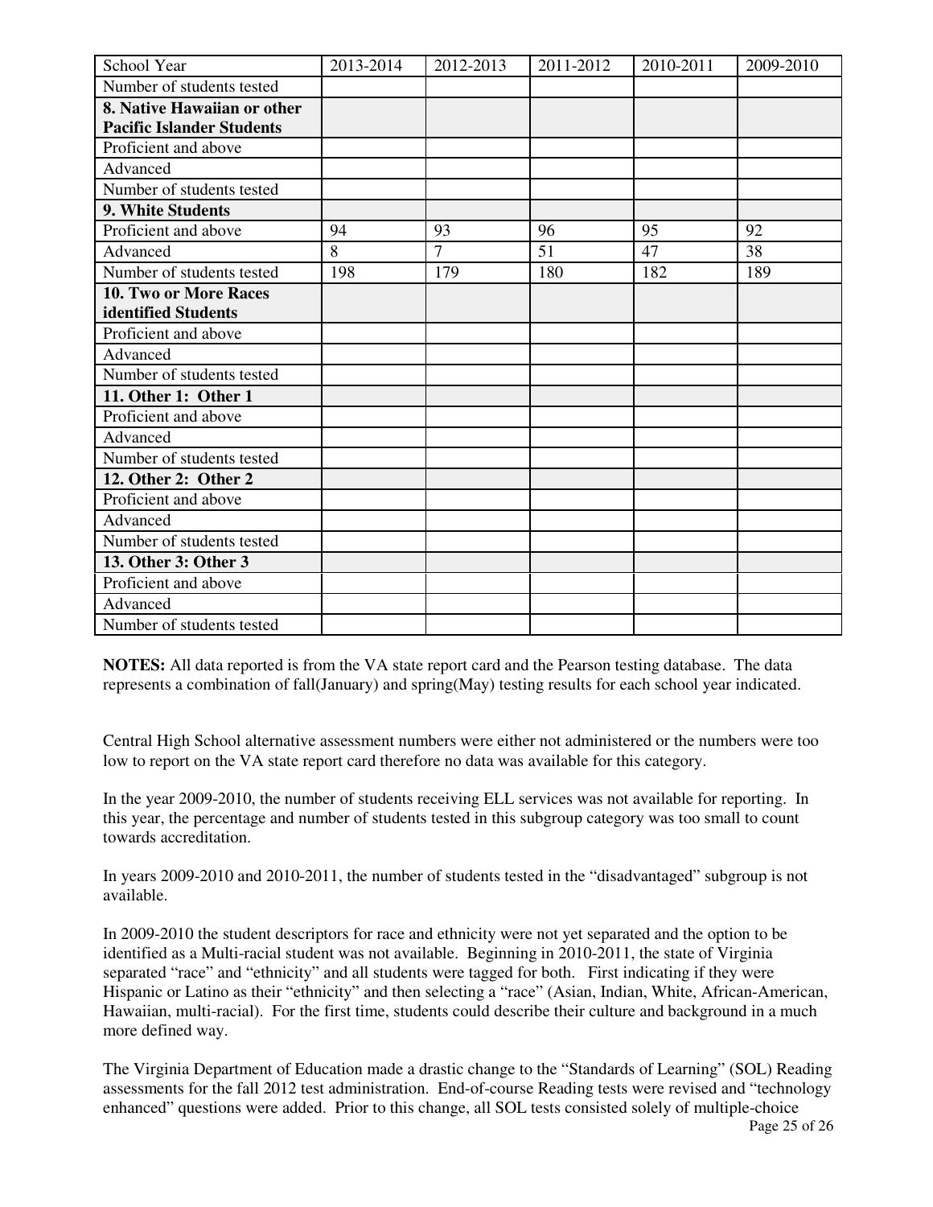| School Year | 2013-2014 | 2012-2013 | 2011-2012 | 2010-2011 | 2009-2010 |
|---|---|---|---|---|---|
| Number of students tested | | | | | |
| **8. Native Hawaiian or other Pacific Islander Students** | | | | | |
| Proficient and above | | | | | |
| Advanced | | | | | |
| Number of students tested | | | | | |
| **9. White Students** | | | | | |
| Proficient and above | 94 | 93 | 96 | 95 | 92 |
| Advanced | 8 | 7 | 51 | 47 | 38 |
| Number of students tested | 198 | 179 | 180 | 182 | 189 |
| **10. Two or More Races identified Students** | | | | | |
| Proficient and above | | | | | |
| Advanced | | | | | |
| Number of students tested | | | | | |
| **11. Other 1: Other 1** | | | | | |
| Proficient and above | | | | | |
| Advanced | | | | | |
| Number of students tested | | | | | |
| **12. Other 2: Other 2** | | | | | |
| Proficient and above | | | | | |
| Advanced | | | | | |
| Number of students tested | | | | | |
| **13. Other 3: Other 3** | | | | | |
| Proficient and above | | | | | |
| Advanced | | | | | |
| Number of students tested | | | | | |

**NOTES:** All data reported is from the VA state report card and the Pearson testing database. The data represents a combination of fall(January) and spring(May) testing results for each school year indicated.

Central High School alternative assessment numbers were either not administered or the numbers were too low to report on the VA state report card therefore no data was available for this category.

In the year 2009-2010, the number of students receiving ELL services was not available for reporting. In this year, the percentage and number of students tested in this subgroup category was too small to count towards accreditation.

In years 2009-2010 and 2010-2011, the number of students tested in the "disadvantaged" subgroup is not available.

In 2009-2010 the student descriptors for race and ethnicity were not yet separated and the option to be identified as a Multi-racial student was not available. Beginning in 2010-2011, the state of Virginia separated "race" and "ethnicity" and all students were tagged for both. First indicating if they were Hispanic or Latino as their "ethnicity" and then selecting a "race" (Asian, Indian, White, African-American, Hawaiian, multi-racial). For the first time, students could describe their culture and background in a much more defined way.

The Virginia Department of Education made a drastic change to the "Standards of Learning" (SOL) Reading assessments for the fall 2012 test administration. End-of-course Reading tests were revised and "technology enhanced" questions were added. Prior to this change, all SOL tests consisted solely of multiple-choice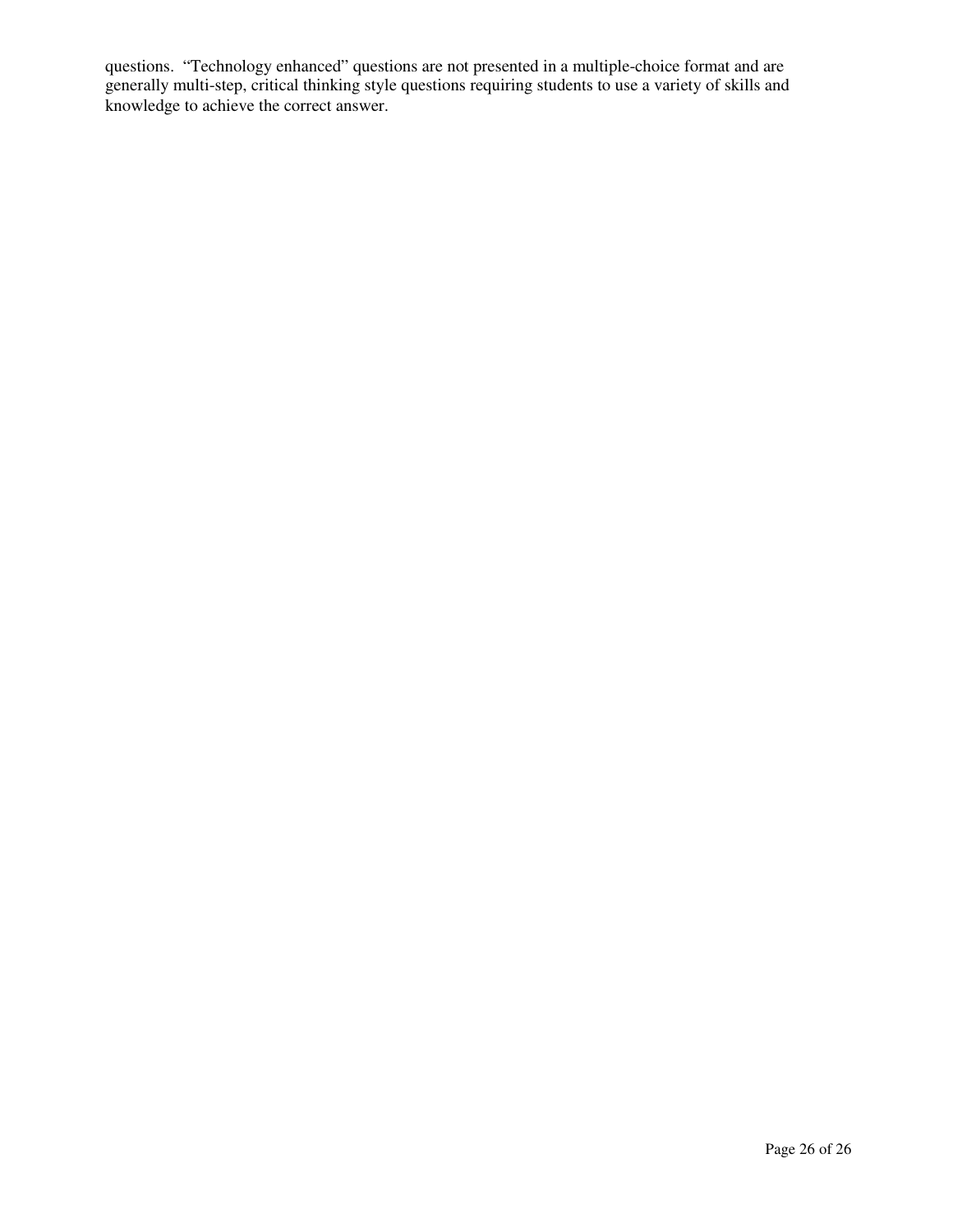questions. “Technology enhanced” questions are not presented in a multiple-choice format and are generally multi-step, critical thinking style questions requiring students to use a variety of skills and knowledge to achieve the correct answer.